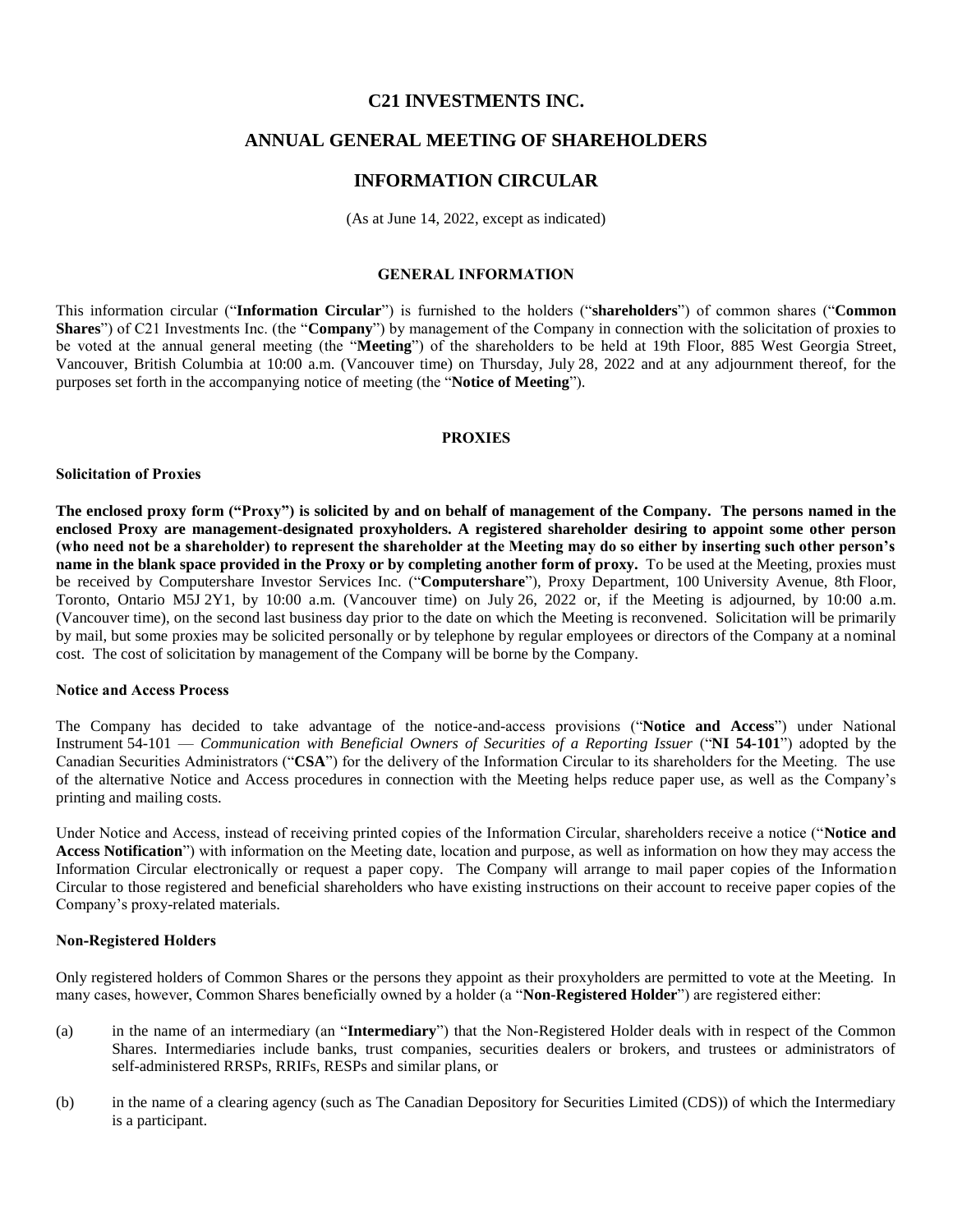# C21 INVESTMENTS INC.

# ANNUAL GENERAL MEETING OF SHAREHOLDERS

# INFORMATION CIRCULAR

(As at June 14, 2022, except as indicated)

## GENERAL INFORMATION

This information circular ("**Information Circular**") is furnished to the holders ("**shareholders**") of common shares ("**Common Shares**") of C21 Investments Inc. (the "**Company**") by management of the Company in connection with the solicitation of proxies to be voted at the annual general meeting (the "**Meeting**") of the shareholders to be held at 19th Floor, 885 West Georgia Street, Vancouver, British Columbia at 10:00 a.m. (Vancouver time) on Thursday, July 28, 2022 and at any adjournment thereof, for the purposes set forth in the accompanying notice of meeting (the "**Notice of Meeting**").

## PROXIES

### Solicitation of Proxies

**The enclosed proxy form ("Proxy") is solicited by and on behalf of management of the Company. The persons named in the enclosed Proxy are management-designated proxyholders. A registered shareholder desiring to appoint some other person (who need not be a shareholder) to represent the shareholder at the Meeting may do so either by inserting such other person's name in the blank space provided in the Proxy or by completing another form of proxy.** To be used at the Meeting, proxies must be received by Computershare Investor Services Inc. ("**Computershare**"), Proxy Department, 100 University Avenue, 8th Floor, Toronto, Ontario M5J 2Y1, by 10:00 a.m. (Vancouver time) on July 26, 2022 or, if the Meeting is adjourned, by 10:00 a.m. (Vancouver time), on the second last business day prior to the date on which the Meeting is reconvened. Solicitation will be primarily by mail, but some proxies may be solicited personally or by telephone by regular employees or directors of the Company at a nominal cost. The cost of solicitation by management of the Company will be borne by the Company.

### Notice and Access Process

The Company has decided to take advantage of the notice-and-access provisions ("**Notice and Access**") under National Instrument 54-101 — *Communication with Beneficial Owners of Securities of a Reporting Issuer* ("**NI 54-101**") adopted by the Canadian Securities Administrators ("**CSA**") for the delivery of the Information Circular to its shareholders for the Meeting. The use of the alternative Notice and Access procedures in connection with the Meeting helps reduce paper use, as well as the Company's printing and mailing costs.

Under Notice and Access, instead of receiving printed copies of the Information Circular, shareholders receive a notice ("**Notice and Access Notification**") with information on the Meeting date, location and purpose, as well as information on how they may access the Information Circular electronically or request a paper copy. The Company will arrange to mail paper copies of the Information Circular to those registered and beneficial shareholders who have existing instructions on their account to receive paper copies of the Company's proxy-related materials.

### Non-Registered Holders

Only registered holders of Common Shares or the persons they appoint as their proxyholders are permitted to vote at the Meeting. In many cases, however, Common Shares beneficially owned by a holder (a "**Non-Registered Holder**") are registered either:

(a) in the name of an intermediary (an "**Intermediary**") that the Non-Registered Holder deals with in respect of the Common Shares. Intermediaries include banks, trust companies, securities dealers or brokers, and trustees or administrators of self-administered RRSPs, RRIFs, RESPs and similar plans, or

(b) in the name of a clearing agency (such as The Canadian Depository for Securities Limited (CDS)) of which the Intermediary is a participant.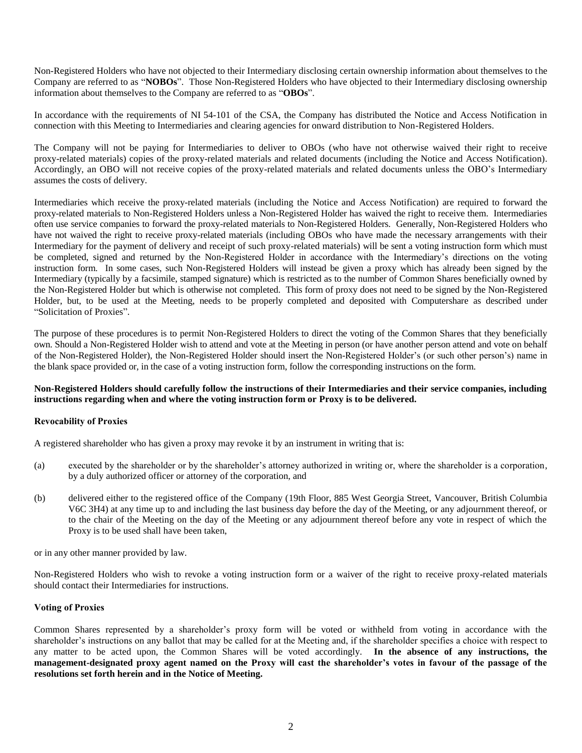Non-Registered Holders who have not objected to their Intermediary disclosing certain ownership information about themselves to the Company are referred to as "**NOBOs**". Those Non-Registered Holders who have objected to their Intermediary disclosing ownership information about themselves to the Company are referred to as "**OBOs**".

In accordance with the requirements of NI 54-101 of the CSA, the Company has distributed the Notice and Access Notification in connection with this Meeting to Intermediaries and clearing agencies for onward distribution to Non-Registered Holders.

The Company will not be paying for Intermediaries to deliver to OBOs (who have not otherwise waived their right to receive proxy-related materials) copies of the proxy-related materials and related documents (including the Notice and Access Notification). Accordingly, an OBO will not receive copies of the proxy-related materials and related documents unless the OBO's Intermediary assumes the costs of delivery.

Intermediaries which receive the proxy-related materials (including the Notice and Access Notification) are required to forward the proxy-related materials to Non-Registered Holders unless a Non-Registered Holder has waived the right to receive them. Intermediaries often use service companies to forward the proxy-related materials to Non-Registered Holders. Generally, Non-Registered Holders who have not waived the right to receive proxy-related materials (including OBOs who have made the necessary arrangements with their Intermediary for the payment of delivery and receipt of such proxy-related materials) will be sent a voting instruction form which must be completed, signed and returned by the Non-Registered Holder in accordance with the Intermediary's directions on the voting instruction form. In some cases, such Non-Registered Holders will instead be given a proxy which has already been signed by the Intermediary (typically by a facsimile, stamped signature) which is restricted as to the number of Common Shares beneficially owned by the Non-Registered Holder but which is otherwise not completed. This form of proxy does not need to be signed by the Non-Registered Holder, but, to be used at the Meeting, needs to be properly completed and deposited with Computershare as described under "Solicitation of Proxies".

The purpose of these procedures is to permit Non-Registered Holders to direct the voting of the Common Shares that they beneficially own. Should a Non-Registered Holder wish to attend and vote at the Meeting in person (or have another person attend and vote on behalf of the Non-Registered Holder), the Non-Registered Holder should insert the Non-Registered Holder's (or such other person's) name in the blank space provided or, in the case of a voting instruction form, follow the corresponding instructions on the form.

**Non-Registered Holders should carefully follow the instructions of their Intermediaries and their service companies, including instructions regarding when and where the voting instruction form or Proxy is to be delivered.**

**Revocability of Proxies**

A registered shareholder who has given a proxy may revoke it by an instrument in writing that is:

(a) executed by the shareholder or by the shareholder's attorney authorized in writing or, where the shareholder is a corporation, by a duly authorized officer or attorney of the corporation, and

(b) delivered either to the registered office of the Company (19th Floor, 885 West Georgia Street, Vancouver, British Columbia V6C 3H4) at any time up to and including the last business day before the day of the Meeting, or any adjournment thereof, or to the chair of the Meeting on the day of the Meeting or any adjournment thereof before any vote in respect of which the Proxy is to be used shall have been taken,

or in any other manner provided by law.

Non-Registered Holders who wish to revoke a voting instruction form or a waiver of the right to receive proxy-related materials should contact their Intermediaries for instructions.

**Voting of Proxies**

Common Shares represented by a shareholder's proxy form will be voted or withheld from voting in accordance with the shareholder's instructions on any ballot that may be called for at the Meeting and, if the shareholder specifies a choice with respect to any matter to be acted upon, the Common Shares will be voted accordingly. **In the absence of any instructions, the management-designated proxy agent named on the Proxy will cast the shareholder's votes in favour of the passage of the resolutions set forth herein and in the Notice of Meeting.**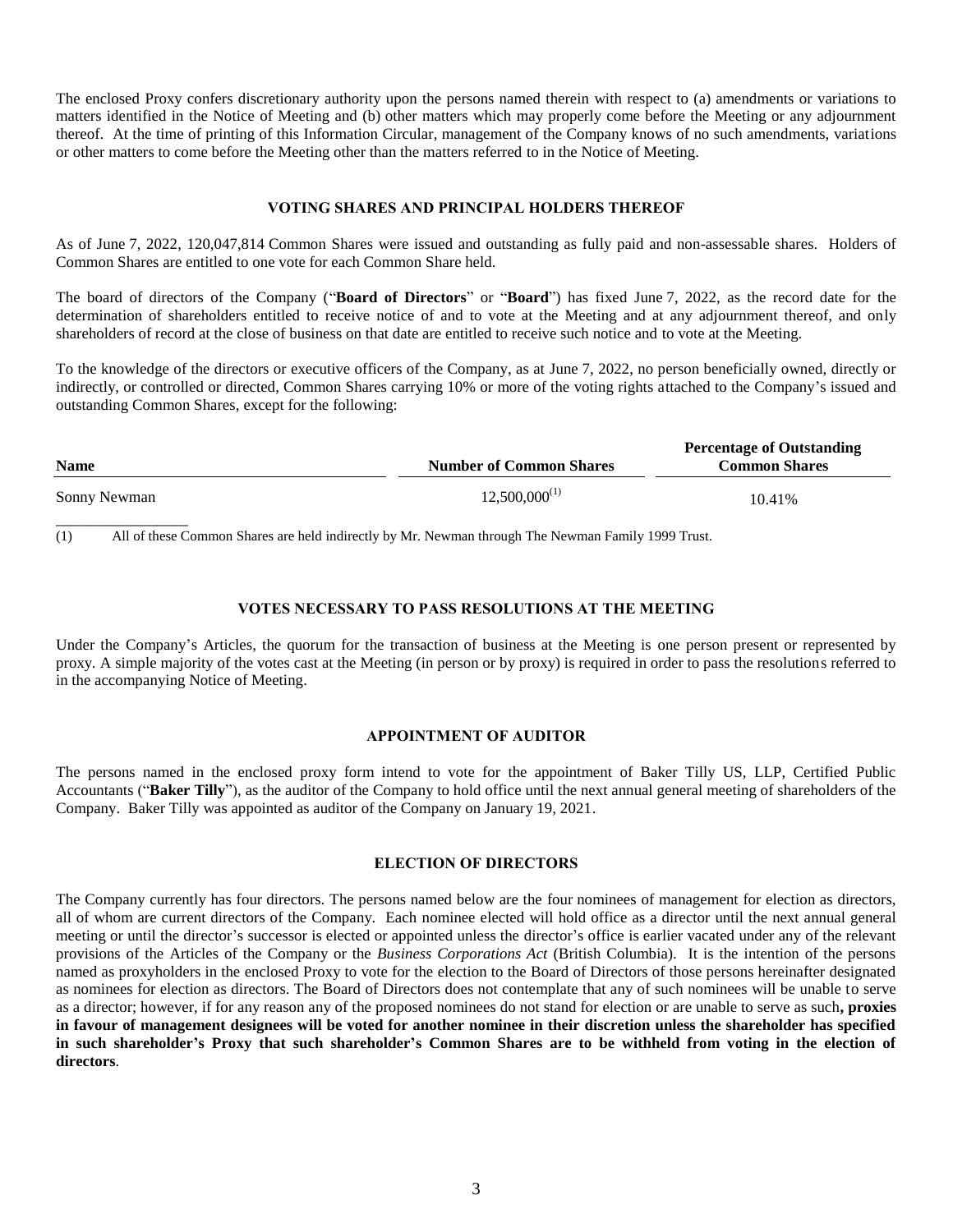The enclosed Proxy confers discretionary authority upon the persons named therein with respect to (a) amendments or variations to matters identified in the Notice of Meeting and (b) other matters which may properly come before the Meeting or any adjournment thereof. At the time of printing of this Information Circular, management of the Company knows of no such amendments, variations or other matters to come before the Meeting other than the matters referred to in the Notice of Meeting.

## VOTING SHARES AND PRINCIPAL HOLDERS THEREOF

As of June 7, 2022, 120,047,814 Common Shares were issued and outstanding as fully paid and non-assessable shares. Holders of Common Shares are entitled to one vote for each Common Share held.

The board of directors of the Company ("**Board of Directors**" or "**Board**") has fixed June 7, 2022, as the record date for the determination of shareholders entitled to receive notice of and to vote at the Meeting and at any adjournment thereof, and only shareholders of record at the close of business on that date are entitled to receive such notice and to vote at the Meeting.

To the knowledge of the directors or executive officers of the Company, as at June 7, 2022, no person beneficially owned, directly or indirectly, or controlled or directed, Common Shares carrying 10% or more of the voting rights attached to the Company's issued and outstanding Common Shares, except for the following:

| Name | Number of Common Shares | Percentage of Outstanding Common Shares |
|---|---|---|
| Sonny Newman | 12,500,000[(1)] | 10.41% |

(1) All of these Common Shares are held indirectly by Mr. Newman through The Newman Family 1999 Trust.

## VOTES NECESSARY TO PASS RESOLUTIONS AT THE MEETING

Under the Company's Articles, the quorum for the transaction of business at the Meeting is one person present or represented by proxy. A simple majority of the votes cast at the Meeting (in person or by proxy) is required in order to pass the resolutions referred to in the accompanying Notice of Meeting.

## APPOINTMENT OF AUDITOR

The persons named in the enclosed proxy form intend to vote for the appointment of Baker Tilly US, LLP, Certified Public Accountants ("**Baker Tilly**"), as the auditor of the Company to hold office until the next annual general meeting of shareholders of the Company. Baker Tilly was appointed as auditor of the Company on January 19, 2021.

## ELECTION OF DIRECTORS

The Company currently has four directors. The persons named below are the four nominees of management for election as directors, all of whom are current directors of the Company. Each nominee elected will hold office as a director until the next annual general meeting or until the director's successor is elected or appointed unless the director's office is earlier vacated under any of the relevant provisions of the Articles of the Company or the *Business Corporations Act* (British Columbia). It is the intention of the persons named as proxyholders in the enclosed Proxy to vote for the election to the Board of Directors of those persons hereinafter designated as nominees for election as directors. The Board of Directors does not contemplate that any of such nominees will be unable to serve as a director; however, if for any reason any of the proposed nominees do not stand for election or are unable to serve as such**, proxies in favour of management designees will be voted for another nominee in their discretion unless the shareholder has specified in such shareholder's Proxy that such shareholder's Common Shares are to be withheld from voting in the election of directors**.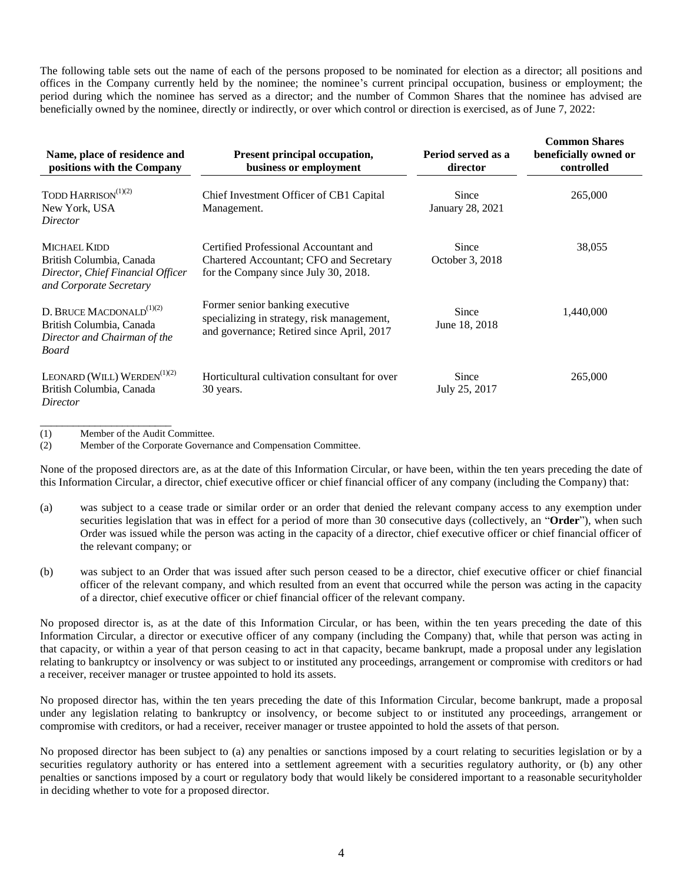The following table sets out the name of each of the persons proposed to be nominated for election as a director; all positions and offices in the Company currently held by the nominee; the nominee's current principal occupation, business or employment; the period during which the nominee has served as a director; and the number of Common Shares that the nominee has advised are beneficially owned by the nominee, directly or indirectly, or over which control or direction is exercised, as of June 7, 2022:

| Name, place of residence and positions with the Company | Present principal occupation, business or employment | Period served as a director | Common Shares beneficially owned or controlled |
|---|---|---|---|
| TODD HARRISON[(1)(2)]<br>New York, USA<br>*Director* | Chief Investment Officer of CB1 Capital Management. | Since January 28, 2021 | 265,000 |
| MICHAEL KIDD<br>British Columbia, Canada<br>*Director, Chief Financial Officer and Corporate Secretary* | Certified Professional Accountant and Chartered Accountant; CFO and Secretary for the Company since July 30, 2018. | Since October 3, 2018 | 38,055 |
| D. BRUCE MACDONALD[(1)(2)]<br>British Columbia, Canada<br>*Director and Chairman of the Board* | Former senior banking executive specializing in strategy, risk management, and governance; Retired since April, 2017 | Since June 18, 2018 | 1,440,000 |
| LEONARD (WILL) WERDEN[(1)(2)]<br>British Columbia, Canada<br>*Director* | Horticultural cultivation consultant for over 30 years. | Since July 25, 2017 | 265,000 |

(1) Member of the Audit Committee.
(2) Member of the Corporate Governance and Compensation Committee.

None of the proposed directors are, as at the date of this Information Circular, or have been, within the ten years preceding the date of this Information Circular, a director, chief executive officer or chief financial officer of any company (including the Company) that:

(a) was subject to a cease trade or similar order or an order that denied the relevant company access to any exemption under securities legislation that was in effect for a period of more than 30 consecutive days (collectively, an "**Order**"), when such Order was issued while the person was acting in the capacity of a director, chief executive officer or chief financial officer of the relevant company; or

(b) was subject to an Order that was issued after such person ceased to be a director, chief executive officer or chief financial officer of the relevant company, and which resulted from an event that occurred while the person was acting in the capacity of a director, chief executive officer or chief financial officer of the relevant company.

No proposed director is, as at the date of this Information Circular, or has been, within the ten years preceding the date of this Information Circular, a director or executive officer of any company (including the Company) that, while that person was acting in that capacity, or within a year of that person ceasing to act in that capacity, became bankrupt, made a proposal under any legislation relating to bankruptcy or insolvency or was subject to or instituted any proceedings, arrangement or compromise with creditors or had a receiver, receiver manager or trustee appointed to hold its assets.

No proposed director has, within the ten years preceding the date of this Information Circular, become bankrupt, made a proposal under any legislation relating to bankruptcy or insolvency, or become subject to or instituted any proceedings, arrangement or compromise with creditors, or had a receiver, receiver manager or trustee appointed to hold the assets of that person.

No proposed director has been subject to (a) any penalties or sanctions imposed by a court relating to securities legislation or by a securities regulatory authority or has entered into a settlement agreement with a securities regulatory authority, or (b) any other penalties or sanctions imposed by a court or regulatory body that would likely be considered important to a reasonable securityholder in deciding whether to vote for a proposed director.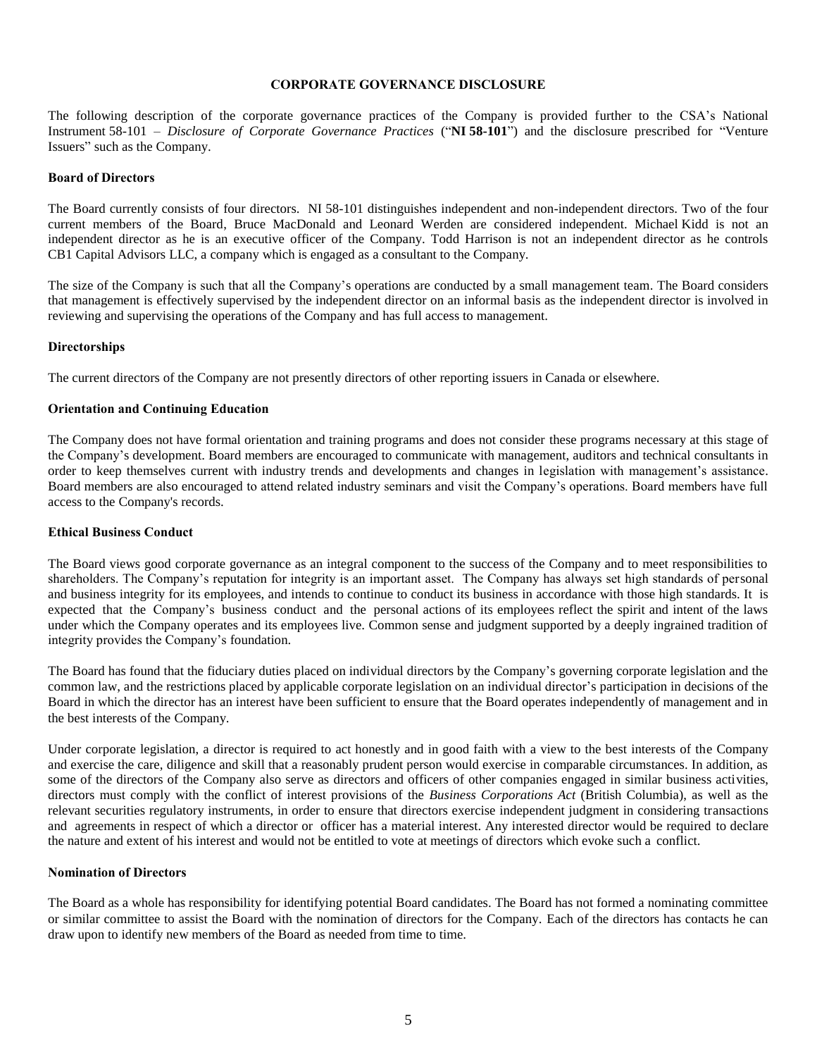## CORPORATE GOVERNANCE DISCLOSURE

The following description of the corporate governance practices of the Company is provided further to the CSA's National Instrument 58-101 – *Disclosure of Corporate Governance Practices* ("**NI 58-101**") and the disclosure prescribed for "Venture Issuers" such as the Company.

### Board of Directors

The Board currently consists of four directors. NI 58-101 distinguishes independent and non-independent directors. Two of the four current members of the Board, Bruce MacDonald and Leonard Werden are considered independent. Michael Kidd is not an independent director as he is an executive officer of the Company. Todd Harrison is not an independent director as he controls CB1 Capital Advisors LLC, a company which is engaged as a consultant to the Company.

The size of the Company is such that all the Company's operations are conducted by a small management team. The Board considers that management is effectively supervised by the independent director on an informal basis as the independent director is involved in reviewing and supervising the operations of the Company and has full access to management.

### Directorships

The current directors of the Company are not presently directors of other reporting issuers in Canada or elsewhere.

### Orientation and Continuing Education

The Company does not have formal orientation and training programs and does not consider these programs necessary at this stage of the Company's development. Board members are encouraged to communicate with management, auditors and technical consultants in order to keep themselves current with industry trends and developments and changes in legislation with management's assistance. Board members are also encouraged to attend related industry seminars and visit the Company's operations. Board members have full access to the Company's records.

### Ethical Business Conduct

The Board views good corporate governance as an integral component to the success of the Company and to meet responsibilities to shareholders. The Company's reputation for integrity is an important asset. The Company has always set high standards of personal and business integrity for its employees, and intends to continue to conduct its business in accordance with those high standards. It is expected that the Company's business conduct and the personal actions of its employees reflect the spirit and intent of the laws under which the Company operates and its employees live. Common sense and judgment supported by a deeply ingrained tradition of integrity provides the Company's foundation.

The Board has found that the fiduciary duties placed on individual directors by the Company's governing corporate legislation and the common law, and the restrictions placed by applicable corporate legislation on an individual director's participation in decisions of the Board in which the director has an interest have been sufficient to ensure that the Board operates independently of management and in the best interests of the Company.

Under corporate legislation, a director is required to act honestly and in good faith with a view to the best interests of the Company and exercise the care, diligence and skill that a reasonably prudent person would exercise in comparable circumstances. In addition, as some of the directors of the Company also serve as directors and officers of other companies engaged in similar business activities, directors must comply with the conflict of interest provisions of the *Business Corporations Act* (British Columbia), as well as the relevant securities regulatory instruments, in order to ensure that directors exercise independent judgment in considering transactions and agreements in respect of which a director or officer has a material interest. Any interested director would be required to declare the nature and extent of his interest and would not be entitled to vote at meetings of directors which evoke such a conflict.

### Nomination of Directors

The Board as a whole has responsibility for identifying potential Board candidates. The Board has not formed a nominating committee or similar committee to assist the Board with the nomination of directors for the Company. Each of the directors has contacts he can draw upon to identify new members of the Board as needed from time to time.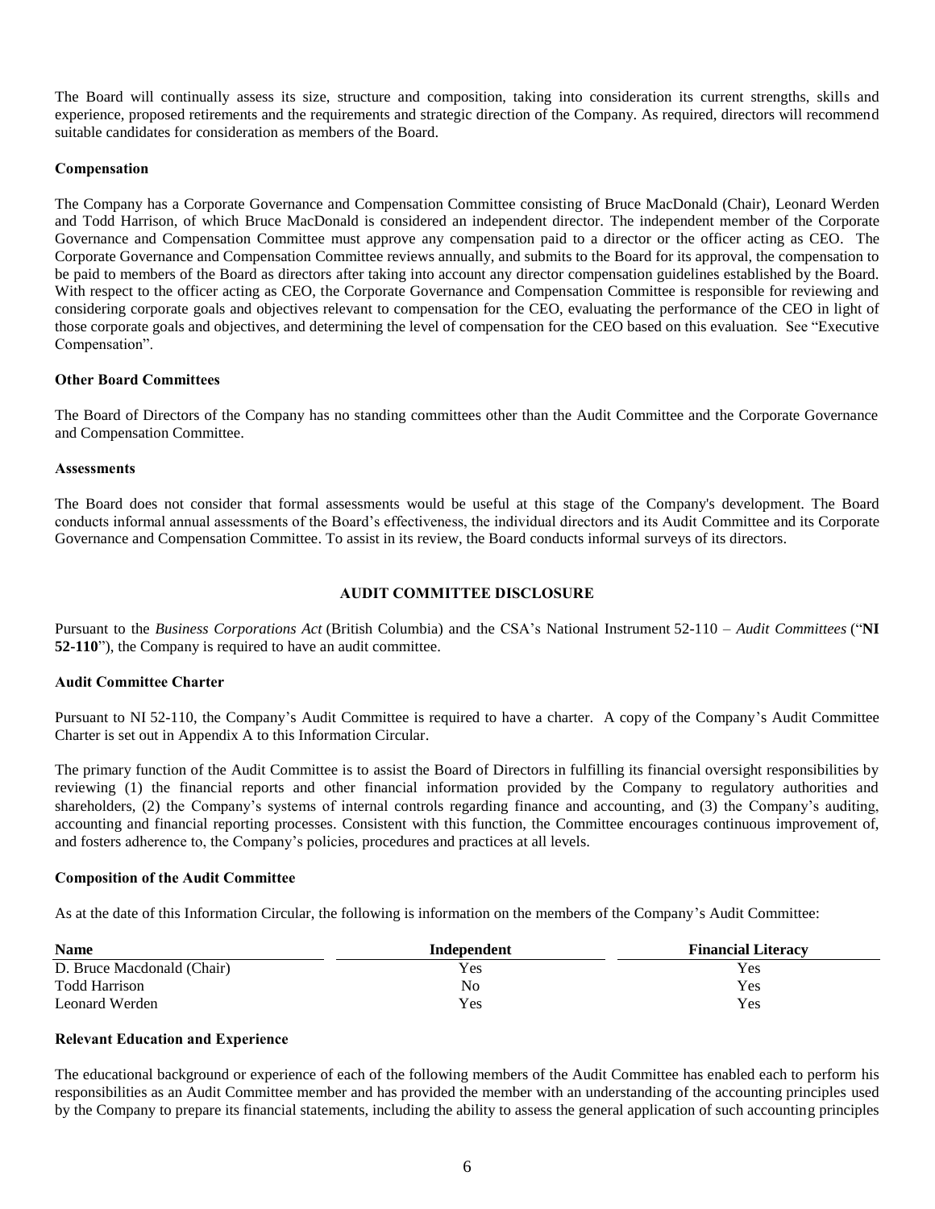The Board will continually assess its size, structure and composition, taking into consideration its current strengths, skills and experience, proposed retirements and the requirements and strategic direction of the Company. As required, directors will recommend suitable candidates for consideration as members of the Board.

**Compensation**

The Company has a Corporate Governance and Compensation Committee consisting of Bruce MacDonald (Chair), Leonard Werden and Todd Harrison, of which Bruce MacDonald is considered an independent director. The independent member of the Corporate Governance and Compensation Committee must approve any compensation paid to a director or the officer acting as CEO. The Corporate Governance and Compensation Committee reviews annually, and submits to the Board for its approval, the compensation to be paid to members of the Board as directors after taking into account any director compensation guidelines established by the Board. With respect to the officer acting as CEO, the Corporate Governance and Compensation Committee is responsible for reviewing and considering corporate goals and objectives relevant to compensation for the CEO, evaluating the performance of the CEO in light of those corporate goals and objectives, and determining the level of compensation for the CEO based on this evaluation. See "Executive Compensation".

**Other Board Committees**

The Board of Directors of the Company has no standing committees other than the Audit Committee and the Corporate Governance and Compensation Committee.

**Assessments**

The Board does not consider that formal assessments would be useful at this stage of the Company's development. The Board conducts informal annual assessments of the Board's effectiveness, the individual directors and its Audit Committee and its Corporate Governance and Compensation Committee. To assist in its review, the Board conducts informal surveys of its directors.

## AUDIT COMMITTEE DISCLOSURE

Pursuant to the *Business Corporations Act* (British Columbia) and the CSA's National Instrument 52-110 – *Audit Committees* ("**NI 52-110**"), the Company is required to have an audit committee.

**Audit Committee Charter**

Pursuant to NI 52-110, the Company's Audit Committee is required to have a charter. A copy of the Company's Audit Committee Charter is set out in Appendix A to this Information Circular.

The primary function of the Audit Committee is to assist the Board of Directors in fulfilling its financial oversight responsibilities by reviewing (1) the financial reports and other financial information provided by the Company to regulatory authorities and shareholders, (2) the Company's systems of internal controls regarding finance and accounting, and (3) the Company's auditing, accounting and financial reporting processes. Consistent with this function, the Committee encourages continuous improvement of, and fosters adherence to, the Company's policies, procedures and practices at all levels.

**Composition of the Audit Committee**

As at the date of this Information Circular, the following is information on the members of the Company's Audit Committee:

| Name | Independent | Financial Literacy |
|---|---|---|
| D. Bruce Macdonald (Chair) | Yes | Yes |
| Todd Harrison | No | Yes |
| Leonard Werden | Yes | Yes |

**Relevant Education and Experience**

The educational background or experience of each of the following members of the Audit Committee has enabled each to perform his responsibilities as an Audit Committee member and has provided the member with an understanding of the accounting principles used by the Company to prepare its financial statements, including the ability to assess the general application of such accounting principles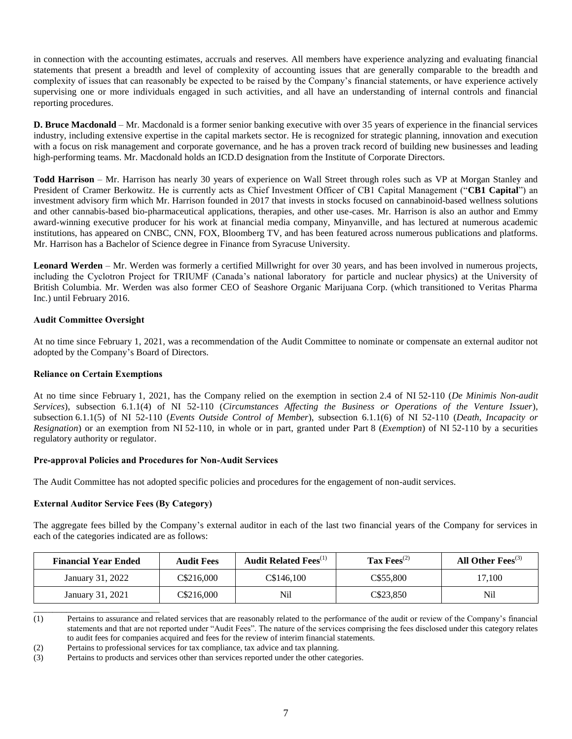in connection with the accounting estimates, accruals and reserves. All members have experience analyzing and evaluating financial statements that present a breadth and level of complexity of accounting issues that are generally comparable to the breadth and complexity of issues that can reasonably be expected to be raised by the Company's financial statements, or have experience actively supervising one or more individuals engaged in such activities, and all have an understanding of internal controls and financial reporting procedures.

**D. Bruce Macdonald** – Mr. Macdonald is a former senior banking executive with over 35 years of experience in the financial services industry, including extensive expertise in the capital markets sector. He is recognized for strategic planning, innovation and execution with a focus on risk management and corporate governance, and he has a proven track record of building new businesses and leading high-performing teams. Mr. Macdonald holds an ICD.D designation from the Institute of Corporate Directors.

**Todd Harrison** – Mr. Harrison has nearly 30 years of experience on Wall Street through roles such as VP at Morgan Stanley and President of Cramer Berkowitz. He is currently acts as Chief Investment Officer of CB1 Capital Management ("**CB1 Capital**") an investment advisory firm which Mr. Harrison founded in 2017 that invests in stocks focused on cannabinoid-based wellness solutions and other cannabis-based bio-pharmaceutical applications, therapies, and other use-cases. Mr. Harrison is also an author and Emmy award-winning executive producer for his work at financial media company, Minyanville, and has lectured at numerous academic institutions, has appeared on CNBC, CNN, FOX, Bloomberg TV, and has been featured across numerous publications and platforms. Mr. Harrison has a Bachelor of Science degree in Finance from Syracuse University.

**Leonard Werden** – Mr. Werden was formerly a certified Millwright for over 30 years, and has been involved in numerous projects, including the Cyclotron Project for TRIUMF (Canada's national laboratory for particle and nuclear physics) at the University of British Columbia. Mr. Werden was also former CEO of Seashore Organic Marijuana Corp. (which transitioned to Veritas Pharma Inc.) until February 2016.

**Audit Committee Oversight**

At no time since February 1, 2021, was a recommendation of the Audit Committee to nominate or compensate an external auditor not adopted by the Company's Board of Directors.

**Reliance on Certain Exemptions**

At no time since February 1, 2021, has the Company relied on the exemption in section 2.4 of NI 52-110 (*De Minimis Non-audit Services*), subsection 6.1.1(4) of NI 52-110 (*Circumstances Affecting the Business or Operations of the Venture Issuer*), subsection 6.1.1(5) of NI 52-110 (*Events Outside Control of Member*), subsection 6.1.1(6) of NI 52-110 (*Death, Incapacity or Resignation*) or an exemption from NI 52-110, in whole or in part, granted under Part 8 (*Exemption*) of NI 52-110 by a securities regulatory authority or regulator.

**Pre-approval Policies and Procedures for Non-Audit Services**

The Audit Committee has not adopted specific policies and procedures for the engagement of non-audit services.

**External Auditor Service Fees (By Category)**

The aggregate fees billed by the Company's external auditor in each of the last two financial years of the Company for services in each of the categories indicated are as follows:

| Financial Year Ended | Audit Fees | Audit Related Fees(1) | Tax Fees(2) | All Other Fees(3) |
|---|---|---|---|---|
| January 31, 2022 | C$216,000 | C$146,100 | C$55,800 | 17,100 |
| January 31, 2021 | C$216,000 | Nil | C$23,850 | Nil |

(1) Pertains to assurance and related services that are reasonably related to the performance of the audit or review of the Company's financial statements and that are not reported under "Audit Fees". The nature of the services comprising the fees disclosed under this category relates to audit fees for companies acquired and fees for the review of interim financial statements.

(2) Pertains to professional services for tax compliance, tax advice and tax planning.

(3) Pertains to products and services other than services reported under the other categories.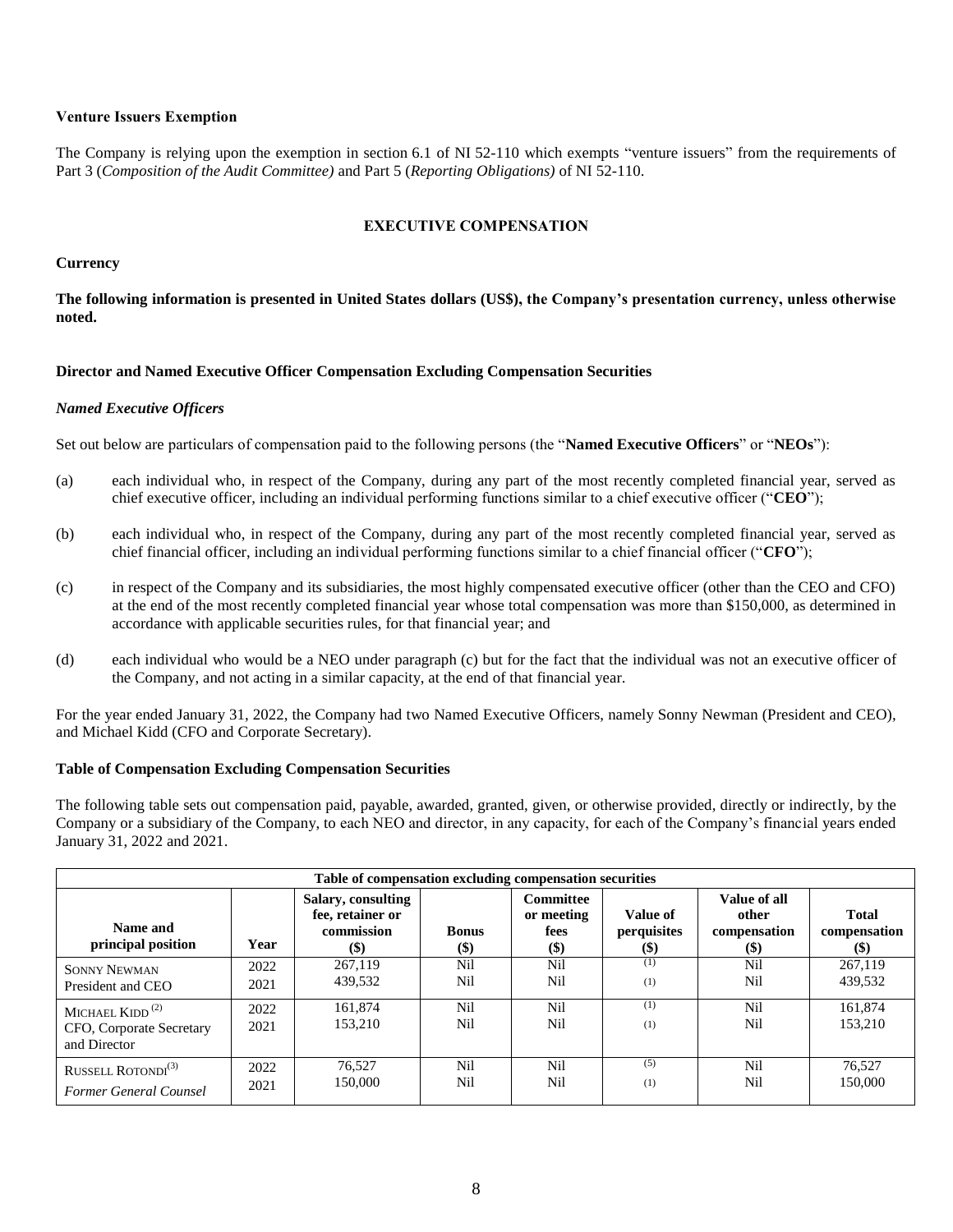### Venture Issuers Exemption

The Company is relying upon the exemption in section 6.1 of NI 52-110 which exempts "venture issuers" from the requirements of Part 3 (*Composition of the Audit Committee)* and Part 5 (*Reporting Obligations)* of NI 52-110.

## EXECUTIVE COMPENSATION

### Currency

**The following information is presented in United States dollars (US$), the Company's presentation currency, unless otherwise noted.**

### Director and Named Executive Officer Compensation Excluding Compensation Securities

#### *Named Executive Officers*

Set out below are particulars of compensation paid to the following persons (the "**Named Executive Officers**" or "**NEOs**"):

(a) each individual who, in respect of the Company, during any part of the most recently completed financial year, served as chief executive officer, including an individual performing functions similar to a chief executive officer ("**CEO**");

(b) each individual who, in respect of the Company, during any part of the most recently completed financial year, served as chief financial officer, including an individual performing functions similar to a chief financial officer ("**CFO**");

(c) in respect of the Company and its subsidiaries, the most highly compensated executive officer (other than the CEO and CFO) at the end of the most recently completed financial year whose total compensation was more than $150,000, as determined in accordance with applicable securities rules, for that financial year; and

(d) each individual who would be a NEO under paragraph (c) but for the fact that the individual was not an executive officer of the Company, and not acting in a similar capacity, at the end of that financial year.

For the year ended January 31, 2022, the Company had two Named Executive Officers, namely Sonny Newman (President and CEO), and Michael Kidd (CFO and Corporate Secretary).

### Table of Compensation Excluding Compensation Securities

The following table sets out compensation paid, payable, awarded, granted, given, or otherwise provided, directly or indirectly, by the Company or a subsidiary of the Company, to each NEO and director, in any capacity, for each of the Company's financial years ended January 31, 2022 and 2021.

| Table of compensation excluding compensation securities | | | | | | | |
|---|---|---|---|---|---|---|---|
| **Name and principal position** | **Year** | **Salary, consulting fee, retainer or commission ($)** | **Bonus ($)** | **Committee or meeting fees ($)** | **Value of perquisites ($)** | **Value of all other compensation ($)** | **Total compensation ($)** |
| SONNY NEWMAN<br>President and CEO | 2022<br>2021 | 267,119<br>439,532 | Nil<br>Nil | Nil<br>Nil | (1)<br>(1) | Nil<br>Nil | 267,119<br>439,532 |
| MICHAEL KIDD [2]<br>CFO, Corporate Secretary and Director | 2022<br>2021 | 161,874<br>153,210 | Nil<br>Nil | Nil<br>Nil | (1)<br>(1) | Nil<br>Nil | 161,874<br>153,210 |
| RUSSELL ROTONDI[3]<br>*Former General Counsel* | 2022<br>2021 | 76,527<br>150,000 | Nil<br>Nil | Nil<br>Nil | (5)<br>(1) | Nil<br>Nil | 76,527<br>150,000 |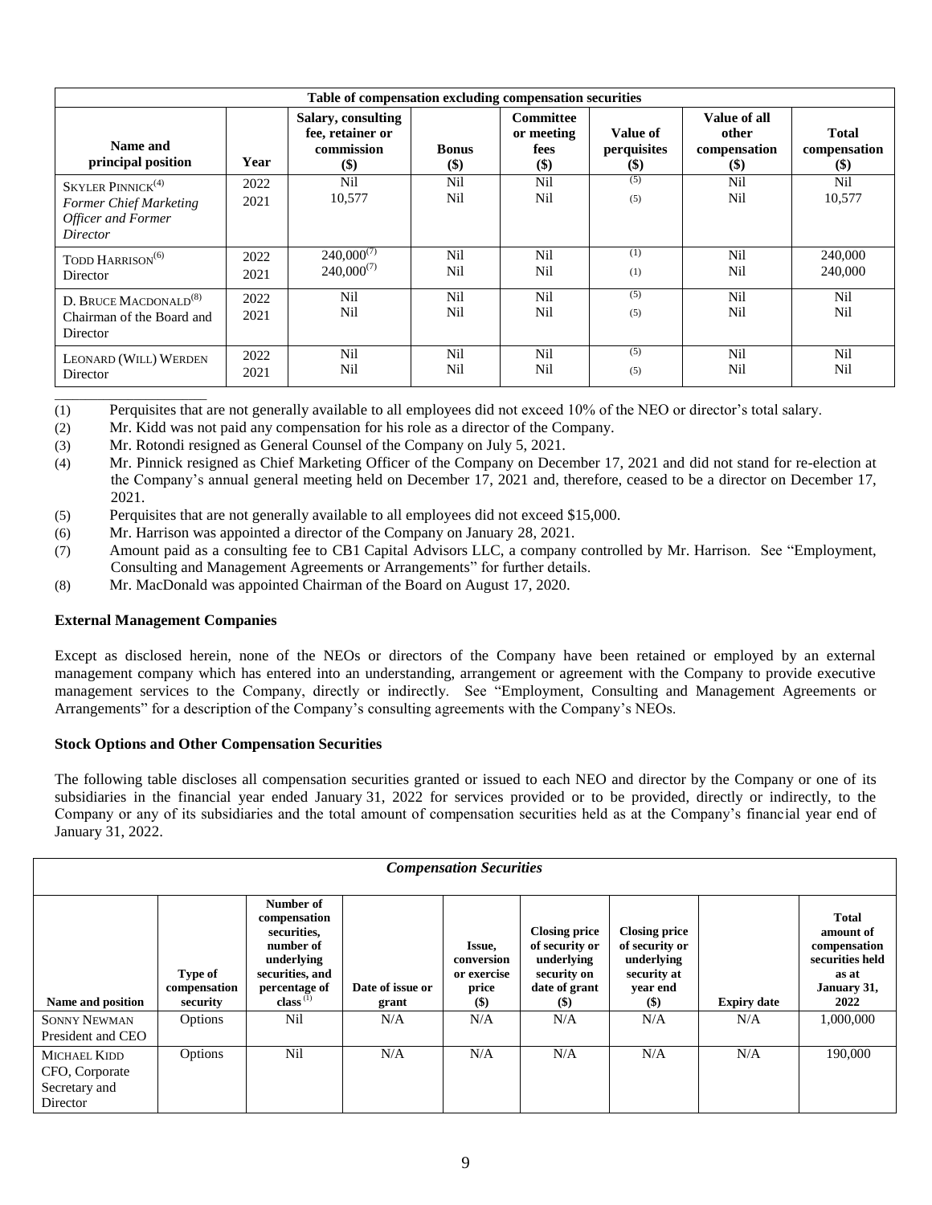| Table of compensation excluding compensation securities | | | | | | | |
|---|---|---|---|---|---|---|---|
| Name and principal position | Year | Salary, consulting fee, retainer or commission ($) | Bonus ($) | Committee or meeting fees ($) | Value of perquisites ($) | Value of all other compensation ($) | Total compensation ($) |
| SKYLER PINNICK[(4)] *Former Chief Marketing Officer and Former Director* | 2022<br>2021 | Nil<br>10,577 | Nil<br>Nil | Nil<br>Nil | (5)<br>(5) | Nil<br>Nil | Nil<br>10,577 |
| TODD HARRISON[(6)] Director | 2022<br>2021 | 240,000[(7)]<br>240,000[(7)] | Nil<br>Nil | Nil<br>Nil | (1)<br>(1) | Nil<br>Nil | 240,000<br>240,000 |
| D. BRUCE MACDONALD[(8)] Chairman of the Board and Director | 2022<br>2021 | Nil<br>Nil | Nil<br>Nil | Nil<br>Nil | (5)<br>(5) | Nil<br>Nil | Nil<br>Nil |
| LEONARD (WILL) WERDEN Director | 2022<br>2021 | Nil<br>Nil | Nil<br>Nil | Nil<br>Nil | (5)<br>(5) | Nil<br>Nil | Nil<br>Nil |

(1) Perquisites that are not generally available to all employees did not exceed 10% of the NEO or director's total salary.
(2) Mr. Kidd was not paid any compensation for his role as a director of the Company.
(3) Mr. Rotondi resigned as General Counsel of the Company on July 5, 2021.
(4) Mr. Pinnick resigned as Chief Marketing Officer of the Company on December 17, 2021 and did not stand for re-election at the Company's annual general meeting held on December 17, 2021 and, therefore, ceased to be a director on December 17, 2021.
(5) Perquisites that are not generally available to all employees did not exceed $15,000.
(6) Mr. Harrison was appointed a director of the Company on January 28, 2021.
(7) Amount paid as a consulting fee to CB1 Capital Advisors LLC, a company controlled by Mr. Harrison. See "Employment, Consulting and Management Agreements or Arrangements" for further details.
(8) Mr. MacDonald was appointed Chairman of the Board on August 17, 2020.

**External Management Companies**

Except as disclosed herein, none of the NEOs or directors of the Company have been retained or employed by an external management company which has entered into an understanding, arrangement or agreement with the Company to provide executive management services to the Company, directly or indirectly. See "Employment, Consulting and Management Agreements or Arrangements" for a description of the Company's consulting agreements with the Company's NEOs.

**Stock Options and Other Compensation Securities**

The following table discloses all compensation securities granted or issued to each NEO and director by the Company or one of its subsidiaries in the financial year ended January 31, 2022 for services provided or to be provided, directly or indirectly, to the Company or any of its subsidiaries and the total amount of compensation securities held as at the Company's financial year end of January 31, 2022.

| *Compensation Securities* | | | | | | | | |
|---|---|---|---|---|---|---|---|---|
| Name and position | Type of compensation security | Number of compensation securities, number of underlying securities, and percentage of class[(1)] | Date of issue or grant | Issue, conversion or exercise price ($) | Closing price of security or underlying security on date of grant ($) | Closing price of security or underlying security at year end ($) | Expiry date | Total amount of compensation securities held as at January 31, 2022 |
| SONNY NEWMAN President and CEO | Options | Nil | N/A | N/A | N/A | N/A | N/A | 1,000,000 |
| MICHAEL KIDD CFO, Corporate Secretary and Director | Options | Nil | N/A | N/A | N/A | N/A | N/A | 190,000 |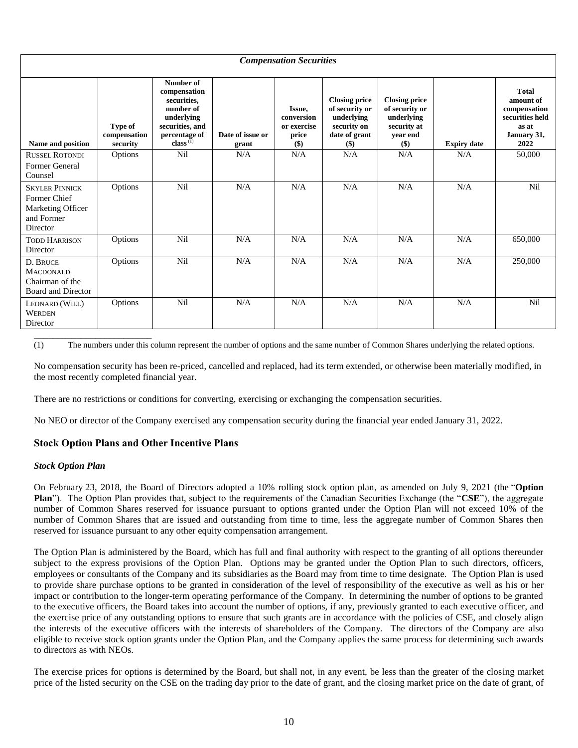| *Compensation Securities* | | | | | | | | |
|---|---|---|---|---|---|---|---|---|
| **Name and position** | **Type of compensation security** | **Number of compensation securities, number of underlying securities, and percentage of class** [1] | **Date of issue or grant** | **Issue, conversion or exercise price ($)** | **Closing price of security or underlying security on date of grant ($)** | **Closing price of security or underlying security at year end ($)** | **Expiry date** | **Total amount of compensation securities held as at January 31, 2022** |
| RUSSEL ROTONDI Former General Counsel | Options | Nil | N/A | N/A | N/A | N/A | N/A | 50,000 |
| SKYLER PINNICK Former Chief Marketing Officer and Former Director | Options | Nil | N/A | N/A | N/A | N/A | N/A | Nil |
| TODD HARRISON Director | Options | Nil | N/A | N/A | N/A | N/A | N/A | 650,000 |
| D. BRUCE MACDONALD Chairman of the Board and Director | Options | Nil | N/A | N/A | N/A | N/A | N/A | 250,000 |
| LEONARD (WILL) WERDEN Director | Options | Nil | N/A | N/A | N/A | N/A | N/A | Nil |

(1) The numbers under this column represent the number of options and the same number of Common Shares underlying the related options.

No compensation security has been re-priced, cancelled and replaced, had its term extended, or otherwise been materially modified, in the most recently completed financial year.

There are no restrictions or conditions for converting, exercising or exchanging the compensation securities.

No NEO or director of the Company exercised any compensation security during the financial year ended January 31, 2022.

## Stock Option Plans and Other Incentive Plans

### *Stock Option Plan*

On February 23, 2018, the Board of Directors adopted a 10% rolling stock option plan, as amended on July 9, 2021 (the "**Option Plan**"). The Option Plan provides that, subject to the requirements of the Canadian Securities Exchange (the "**CSE**"), the aggregate number of Common Shares reserved for issuance pursuant to options granted under the Option Plan will not exceed 10% of the number of Common Shares that are issued and outstanding from time to time, less the aggregate number of Common Shares then reserved for issuance pursuant to any other equity compensation arrangement.

The Option Plan is administered by the Board, which has full and final authority with respect to the granting of all options thereunder subject to the express provisions of the Option Plan. Options may be granted under the Option Plan to such directors, officers, employees or consultants of the Company and its subsidiaries as the Board may from time to time designate. The Option Plan is used to provide share purchase options to be granted in consideration of the level of responsibility of the executive as well as his or her impact or contribution to the longer-term operating performance of the Company. In determining the number of options to be granted to the executive officers, the Board takes into account the number of options, if any, previously granted to each executive officer, and the exercise price of any outstanding options to ensure that such grants are in accordance with the policies of CSE, and closely align the interests of the executive officers with the interests of shareholders of the Company. The directors of the Company are also eligible to receive stock option grants under the Option Plan, and the Company applies the same process for determining such awards to directors as with NEOs.

The exercise prices for options is determined by the Board, but shall not, in any event, be less than the greater of the closing market price of the listed security on the CSE on the trading day prior to the date of grant, and the closing market price on the date of grant, of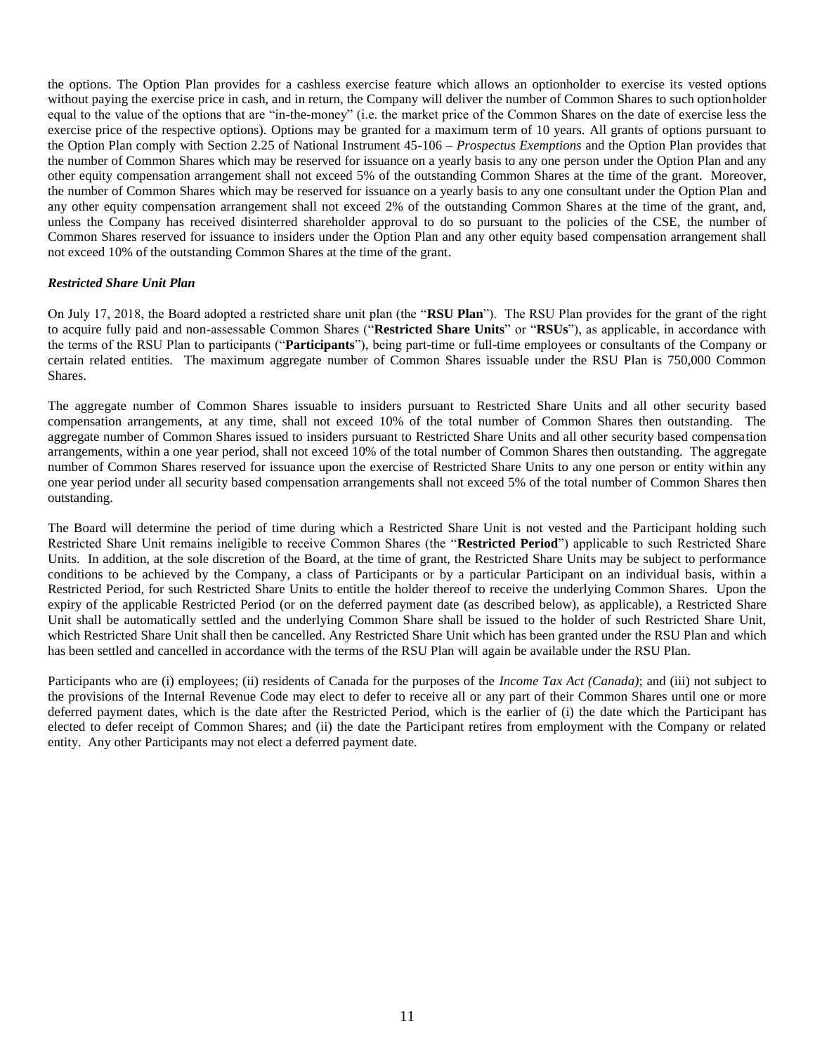the options. The Option Plan provides for a cashless exercise feature which allows an optionholder to exercise its vested options without paying the exercise price in cash, and in return, the Company will deliver the number of Common Shares to such optionholder equal to the value of the options that are "in-the-money" (i.e. the market price of the Common Shares on the date of exercise less the exercise price of the respective options). Options may be granted for a maximum term of 10 years. All grants of options pursuant to the Option Plan comply with Section 2.25 of National Instrument 45-106 – *Prospectus Exemptions* and the Option Plan provides that the number of Common Shares which may be reserved for issuance on a yearly basis to any one person under the Option Plan and any other equity compensation arrangement shall not exceed 5% of the outstanding Common Shares at the time of the grant. Moreover, the number of Common Shares which may be reserved for issuance on a yearly basis to any one consultant under the Option Plan and any other equity compensation arrangement shall not exceed 2% of the outstanding Common Shares at the time of the grant, and, unless the Company has received disinterred shareholder approval to do so pursuant to the policies of the CSE, the number of Common Shares reserved for issuance to insiders under the Option Plan and any other equity based compensation arrangement shall not exceed 10% of the outstanding Common Shares at the time of the grant.

***Restricted Share Unit Plan***

On July 17, 2018, the Board adopted a restricted share unit plan (the "**RSU Plan**"). The RSU Plan provides for the grant of the right to acquire fully paid and non-assessable Common Shares ("**Restricted Share Units**" or "**RSUs**"), as applicable, in accordance with the terms of the RSU Plan to participants ("**Participants**"), being part-time or full-time employees or consultants of the Company or certain related entities. The maximum aggregate number of Common Shares issuable under the RSU Plan is 750,000 Common Shares.

The aggregate number of Common Shares issuable to insiders pursuant to Restricted Share Units and all other security based compensation arrangements, at any time, shall not exceed 10% of the total number of Common Shares then outstanding. The aggregate number of Common Shares issued to insiders pursuant to Restricted Share Units and all other security based compensation arrangements, within a one year period, shall not exceed 10% of the total number of Common Shares then outstanding. The aggregate number of Common Shares reserved for issuance upon the exercise of Restricted Share Units to any one person or entity within any one year period under all security based compensation arrangements shall not exceed 5% of the total number of Common Shares then outstanding.

The Board will determine the period of time during which a Restricted Share Unit is not vested and the Participant holding such Restricted Share Unit remains ineligible to receive Common Shares (the "**Restricted Period**") applicable to such Restricted Share Units. In addition, at the sole discretion of the Board, at the time of grant, the Restricted Share Units may be subject to performance conditions to be achieved by the Company, a class of Participants or by a particular Participant on an individual basis, within a Restricted Period, for such Restricted Share Units to entitle the holder thereof to receive the underlying Common Shares. Upon the expiry of the applicable Restricted Period (or on the deferred payment date (as described below), as applicable), a Restricted Share Unit shall be automatically settled and the underlying Common Share shall be issued to the holder of such Restricted Share Unit, which Restricted Share Unit shall then be cancelled. Any Restricted Share Unit which has been granted under the RSU Plan and which has been settled and cancelled in accordance with the terms of the RSU Plan will again be available under the RSU Plan.

Participants who are (i) employees; (ii) residents of Canada for the purposes of the *Income Tax Act (Canada)*; and (iii) not subject to the provisions of the Internal Revenue Code may elect to defer to receive all or any part of their Common Shares until one or more deferred payment dates, which is the date after the Restricted Period, which is the earlier of (i) the date which the Participant has elected to defer receipt of Common Shares; and (ii) the date the Participant retires from employment with the Company or related entity. Any other Participants may not elect a deferred payment date.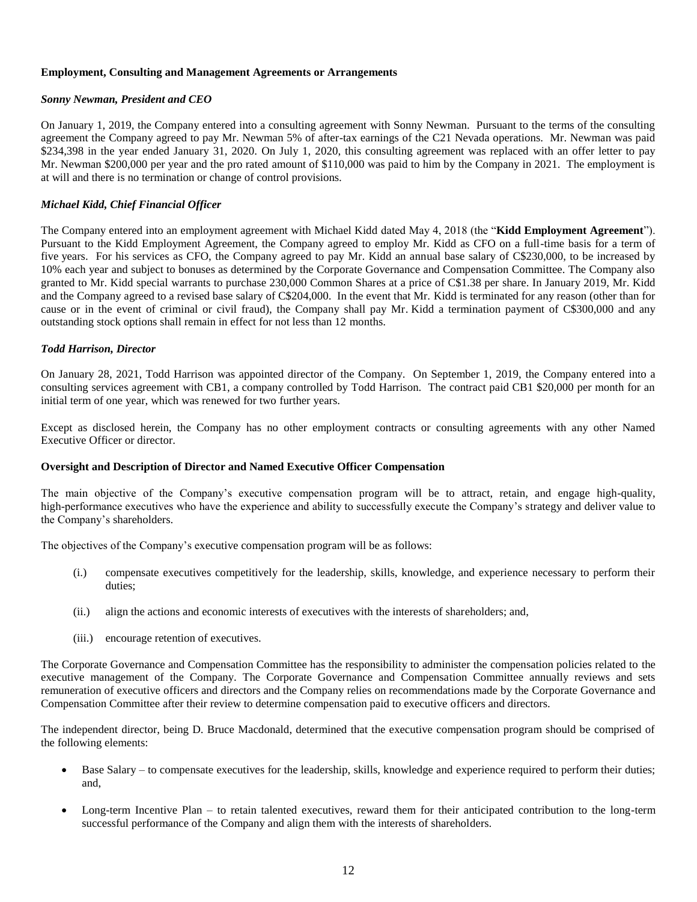**Employment, Consulting and Management Agreements or Arrangements**

***Sonny Newman, President and CEO***

On January 1, 2019, the Company entered into a consulting agreement with Sonny Newman. Pursuant to the terms of the consulting agreement the Company agreed to pay Mr. Newman 5% of after-tax earnings of the C21 Nevada operations. Mr. Newman was paid $234,398 in the year ended January 31, 2020. On July 1, 2020, this consulting agreement was replaced with an offer letter to pay Mr. Newman $200,000 per year and the pro rated amount of $110,000 was paid to him by the Company in 2021. The employment is at will and there is no termination or change of control provisions.

***Michael Kidd, Chief Financial Officer***

The Company entered into an employment agreement with Michael Kidd dated May 4, 2018 (the "**Kidd Employment Agreement**"). Pursuant to the Kidd Employment Agreement, the Company agreed to employ Mr. Kidd as CFO on a full-time basis for a term of five years. For his services as CFO, the Company agreed to pay Mr. Kidd an annual base salary of C$230,000, to be increased by 10% each year and subject to bonuses as determined by the Corporate Governance and Compensation Committee. The Company also granted to Mr. Kidd special warrants to purchase 230,000 Common Shares at a price of C$1.38 per share. In January 2019, Mr. Kidd and the Company agreed to a revised base salary of C$204,000. In the event that Mr. Kidd is terminated for any reason (other than for cause or in the event of criminal or civil fraud), the Company shall pay Mr. Kidd a termination payment of C$300,000 and any outstanding stock options shall remain in effect for not less than 12 months.

***Todd Harrison, Director***

On January 28, 2021, Todd Harrison was appointed director of the Company. On September 1, 2019, the Company entered into a consulting services agreement with CB1, a company controlled by Todd Harrison. The contract paid CB1 $20,000 per month for an initial term of one year, which was renewed for two further years.

Except as disclosed herein, the Company has no other employment contracts or consulting agreements with any other Named Executive Officer or director.

**Oversight and Description of Director and Named Executive Officer Compensation**

The main objective of the Company's executive compensation program will be to attract, retain, and engage high-quality, high-performance executives who have the experience and ability to successfully execute the Company's strategy and deliver value to the Company's shareholders.

The objectives of the Company's executive compensation program will be as follows:

(i.) compensate executives competitively for the leadership, skills, knowledge, and experience necessary to perform their duties;

(ii.) align the actions and economic interests of executives with the interests of shareholders; and,

(iii.) encourage retention of executives.

The Corporate Governance and Compensation Committee has the responsibility to administer the compensation policies related to the executive management of the Company. The Corporate Governance and Compensation Committee annually reviews and sets remuneration of executive officers and directors and the Company relies on recommendations made by the Corporate Governance and Compensation Committee after their review to determine compensation paid to executive officers and directors.

The independent director, being D. Bruce Macdonald, determined that the executive compensation program should be comprised of the following elements:

- Base Salary – to compensate executives for the leadership, skills, knowledge and experience required to perform their duties; and,
- Long-term Incentive Plan – to retain talented executives, reward them for their anticipated contribution to the long-term successful performance of the Company and align them with the interests of shareholders.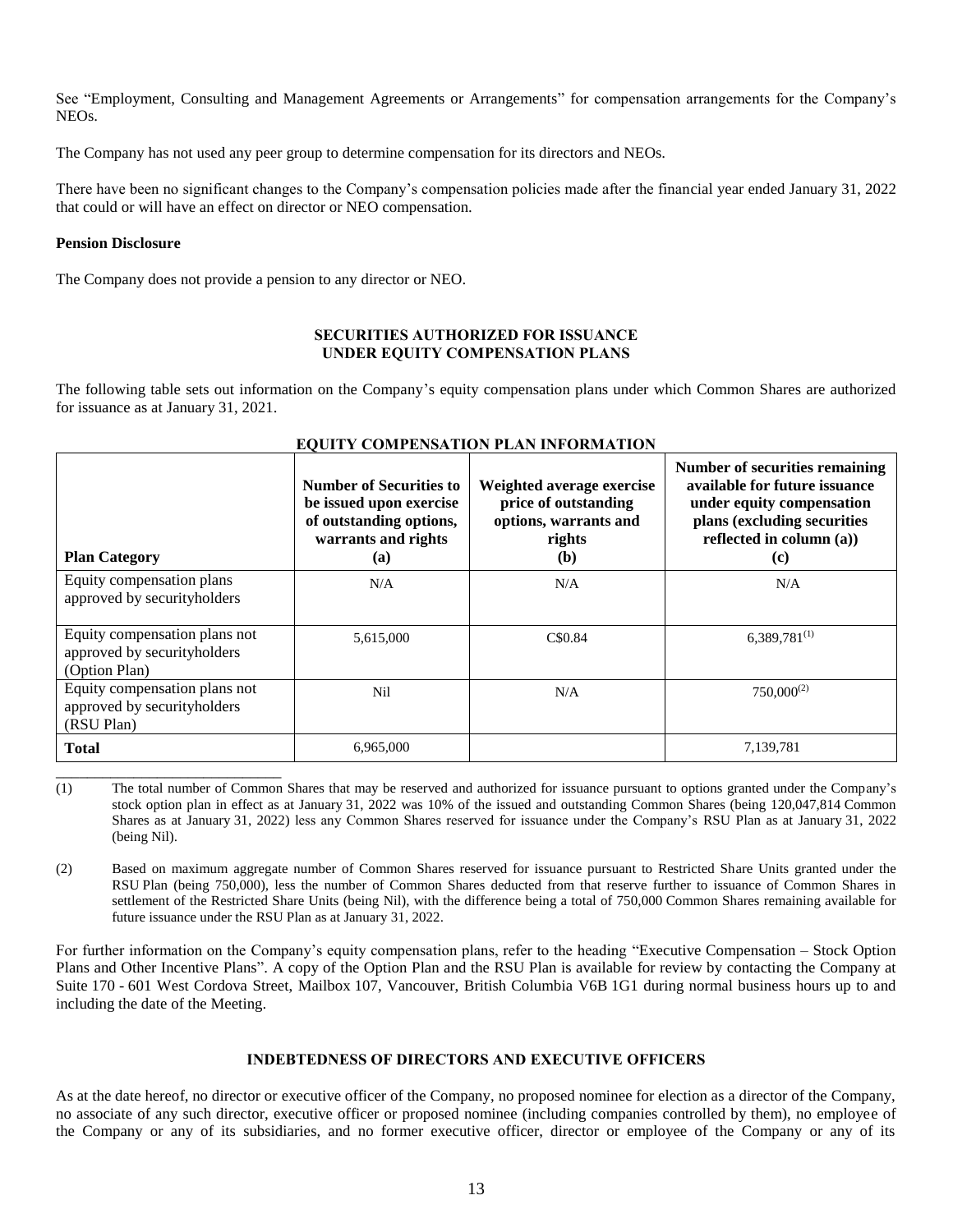See "Employment, Consulting and Management Agreements or Arrangements" for compensation arrangements for the Company's NEOs.

The Company has not used any peer group to determine compensation for its directors and NEOs.

There have been no significant changes to the Company's compensation policies made after the financial year ended January 31, 2022 that could or will have an effect on director or NEO compensation.

**Pension Disclosure**

The Company does not provide a pension to any director or NEO.

## SECURITIES AUTHORIZED FOR ISSUANCE UNDER EQUITY COMPENSATION PLANS

The following table sets out information on the Company's equity compensation plans under which Common Shares are authorized for issuance as at January 31, 2021.

**EQUITY COMPENSATION PLAN INFORMATION**

| Plan Category | Number of Securities to be issued upon exercise of outstanding options, warrants and rights (a) | Weighted average exercise price of outstanding options, warrants and rights (b) | Number of securities remaining available for future issuance under equity compensation plans (excluding securities reflected in column (a)) (c) |
|---|---|---|---|
| Equity compensation plans approved by securityholders | N/A | N/A | N/A |
| Equity compensation plans not approved by securityholders (Option Plan) | 5,615,000 | C$0.84 | 6,389,781[(1)] |
| Equity compensation plans not approved by securityholders (RSU Plan) | Nil | N/A | 750,000[(2)] |
| **Total** | 6,965,000 | | 7,139,781 |

(1) The total number of Common Shares that may be reserved and authorized for issuance pursuant to options granted under the Company's stock option plan in effect as at January 31, 2022 was 10% of the issued and outstanding Common Shares (being 120,047,814 Common Shares as at January 31, 2022) less any Common Shares reserved for issuance under the Company's RSU Plan as at January 31, 2022 (being Nil).

(2) Based on maximum aggregate number of Common Shares reserved for issuance pursuant to Restricted Share Units granted under the RSU Plan (being 750,000), less the number of Common Shares deducted from that reserve further to issuance of Common Shares in settlement of the Restricted Share Units (being Nil), with the difference being a total of 750,000 Common Shares remaining available for future issuance under the RSU Plan as at January 31, 2022.

For further information on the Company's equity compensation plans, refer to the heading "Executive Compensation – Stock Option Plans and Other Incentive Plans". A copy of the Option Plan and the RSU Plan is available for review by contacting the Company at Suite 170 - 601 West Cordova Street, Mailbox 107, Vancouver, British Columbia V6B 1G1 during normal business hours up to and including the date of the Meeting.

## INDEBTEDNESS OF DIRECTORS AND EXECUTIVE OFFICERS

As at the date hereof, no director or executive officer of the Company, no proposed nominee for election as a director of the Company, no associate of any such director, executive officer or proposed nominee (including companies controlled by them), no employee of the Company or any of its subsidiaries, and no former executive officer, director or employee of the Company or any of its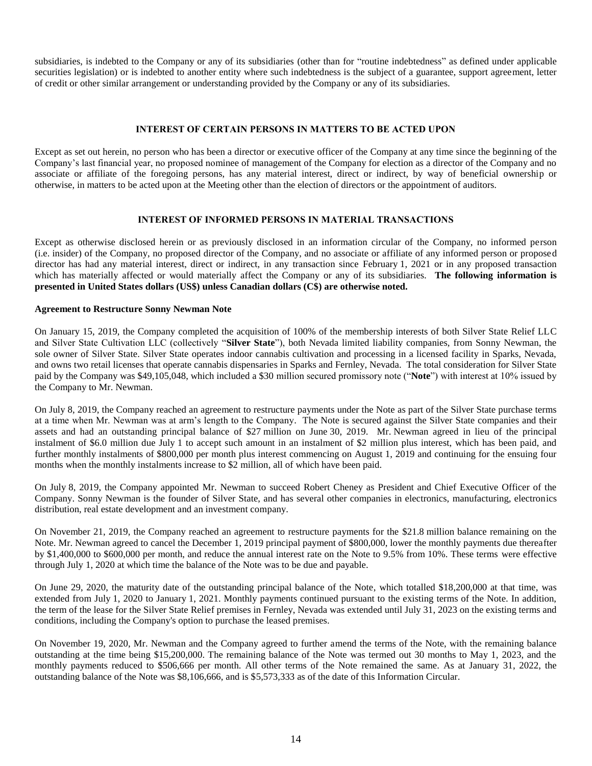subsidiaries, is indebted to the Company or any of its subsidiaries (other than for "routine indebtedness" as defined under applicable securities legislation) or is indebted to another entity where such indebtedness is the subject of a guarantee, support agreement, letter of credit or other similar arrangement or understanding provided by the Company or any of its subsidiaries.

## INTEREST OF CERTAIN PERSONS IN MATTERS TO BE ACTED UPON

Except as set out herein, no person who has been a director or executive officer of the Company at any time since the beginning of the Company's last financial year, no proposed nominee of management of the Company for election as a director of the Company and no associate or affiliate of the foregoing persons, has any material interest, direct or indirect, by way of beneficial ownership or otherwise, in matters to be acted upon at the Meeting other than the election of directors or the appointment of auditors.

## INTEREST OF INFORMED PERSONS IN MATERIAL TRANSACTIONS

Except as otherwise disclosed herein or as previously disclosed in an information circular of the Company, no informed person (i.e. insider) of the Company, no proposed director of the Company, and no associate or affiliate of any informed person or proposed director has had any material interest, direct or indirect, in any transaction since February 1, 2021 or in any proposed transaction which has materially affected or would materially affect the Company or any of its subsidiaries. **The following information is presented in United States dollars (US$) unless Canadian dollars (C$) are otherwise noted.**

### Agreement to Restructure Sonny Newman Note

On January 15, 2019, the Company completed the acquisition of 100% of the membership interests of both Silver State Relief LLC and Silver State Cultivation LLC (collectively "**Silver State**"), both Nevada limited liability companies, from Sonny Newman, the sole owner of Silver State. Silver State operates indoor cannabis cultivation and processing in a licensed facility in Sparks, Nevada, and owns two retail licenses that operate cannabis dispensaries in Sparks and Fernley, Nevada. The total consideration for Silver State paid by the Company was $49,105,048, which included a $30 million secured promissory note ("**Note**") with interest at 10% issued by the Company to Mr. Newman.

On July 8, 2019, the Company reached an agreement to restructure payments under the Note as part of the Silver State purchase terms at a time when Mr. Newman was at arm's length to the Company. The Note is secured against the Silver State companies and their assets and had an outstanding principal balance of $27 million on June 30, 2019. Mr. Newman agreed in lieu of the principal instalment of $6.0 million due July 1 to accept such amount in an instalment of $2 million plus interest, which has been paid, and further monthly instalments of $800,000 per month plus interest commencing on August 1, 2019 and continuing for the ensuing four months when the monthly instalments increase to $2 million, all of which have been paid.

On July 8, 2019, the Company appointed Mr. Newman to succeed Robert Cheney as President and Chief Executive Officer of the Company. Sonny Newman is the founder of Silver State, and has several other companies in electronics, manufacturing, electronics distribution, real estate development and an investment company.

On November 21, 2019, the Company reached an agreement to restructure payments for the $21.8 million balance remaining on the Note. Mr. Newman agreed to cancel the December 1, 2019 principal payment of $800,000, lower the monthly payments due thereafter by $1,400,000 to $600,000 per month, and reduce the annual interest rate on the Note to 9.5% from 10%. These terms were effective through July 1, 2020 at which time the balance of the Note was to be due and payable.

On June 29, 2020, the maturity date of the outstanding principal balance of the Note, which totalled $18,200,000 at that time, was extended from July 1, 2020 to January 1, 2021. Monthly payments continued pursuant to the existing terms of the Note. In addition, the term of the lease for the Silver State Relief premises in Fernley, Nevada was extended until July 31, 2023 on the existing terms and conditions, including the Company's option to purchase the leased premises.

On November 19, 2020, Mr. Newman and the Company agreed to further amend the terms of the Note, with the remaining balance outstanding at the time being $15,200,000. The remaining balance of the Note was termed out 30 months to May 1, 2023, and the monthly payments reduced to $506,666 per month. All other terms of the Note remained the same. As at January 31, 2022, the outstanding balance of the Note was $8,106,666, and is $5,573,333 as of the date of this Information Circular.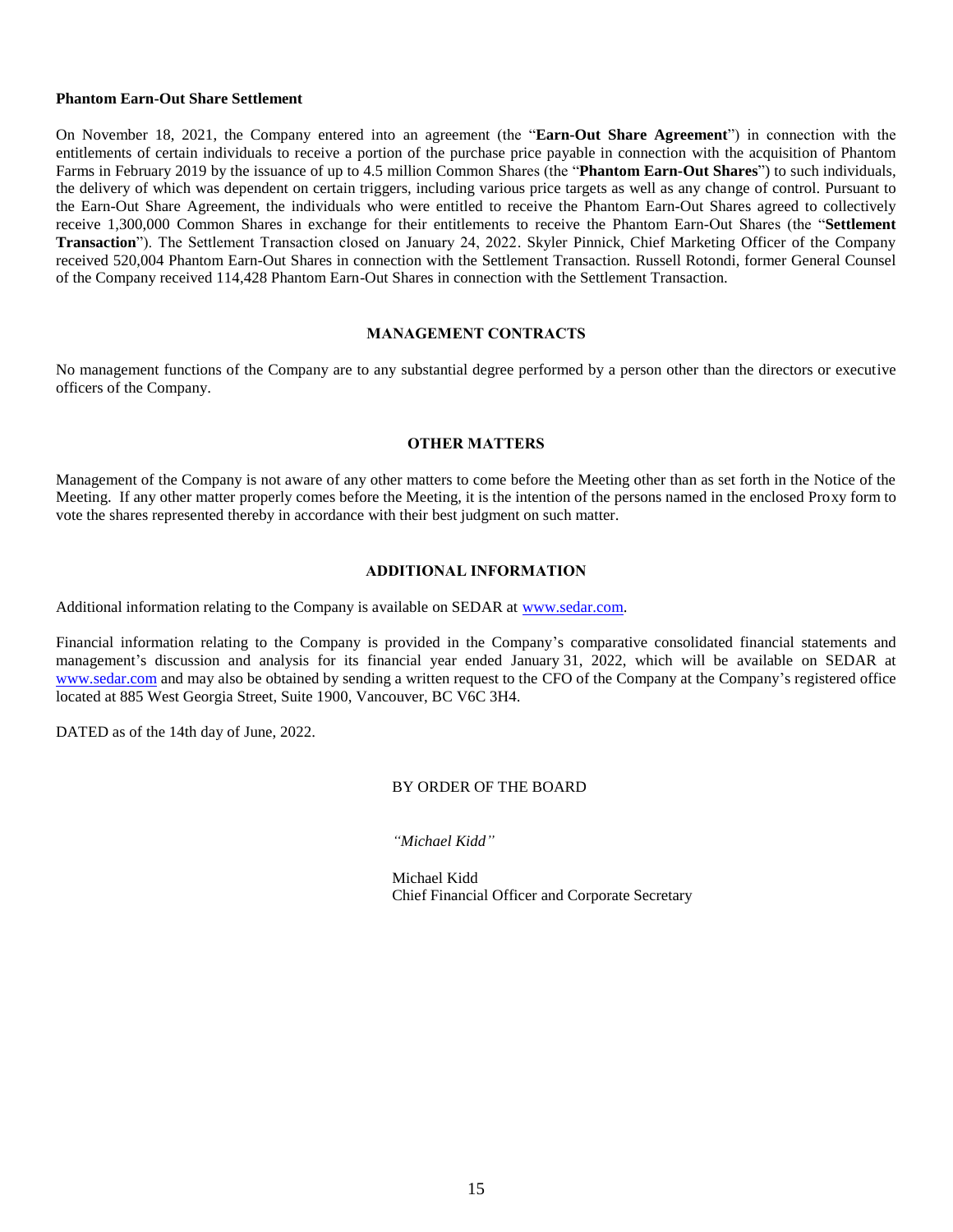**Phantom Earn-Out Share Settlement**

On November 18, 2021, the Company entered into an agreement (the "**Earn-Out Share Agreement**") in connection with the entitlements of certain individuals to receive a portion of the purchase price payable in connection with the acquisition of Phantom Farms in February 2019 by the issuance of up to 4.5 million Common Shares (the "**Phantom Earn-Out Shares**") to such individuals, the delivery of which was dependent on certain triggers, including various price targets as well as any change of control. Pursuant to the Earn-Out Share Agreement, the individuals who were entitled to receive the Phantom Earn-Out Shares agreed to collectively receive 1,300,000 Common Shares in exchange for their entitlements to receive the Phantom Earn-Out Shares (the "**Settlement Transaction**"). The Settlement Transaction closed on January 24, 2022. Skyler Pinnick, Chief Marketing Officer of the Company received 520,004 Phantom Earn-Out Shares in connection with the Settlement Transaction. Russell Rotondi, former General Counsel of the Company received 114,428 Phantom Earn-Out Shares in connection with the Settlement Transaction.

## MANAGEMENT CONTRACTS

No management functions of the Company are to any substantial degree performed by a person other than the directors or executive officers of the Company.

## OTHER MATTERS

Management of the Company is not aware of any other matters to come before the Meeting other than as set forth in the Notice of the Meeting. If any other matter properly comes before the Meeting, it is the intention of the persons named in the enclosed Proxy form to vote the shares represented thereby in accordance with their best judgment on such matter.

## ADDITIONAL INFORMATION

Additional information relating to the Company is available on SEDAR at www.sedar.com.

Financial information relating to the Company is provided in the Company's comparative consolidated financial statements and management's discussion and analysis for its financial year ended January 31, 2022, which will be available on SEDAR at www.sedar.com and may also be obtained by sending a written request to the CFO of the Company at the Company's registered office located at 885 West Georgia Street, Suite 1900, Vancouver, BC V6C 3H4.

DATED as of the 14th day of June, 2022.

BY ORDER OF THE BOARD

*"Michael Kidd"*

Michael Kidd
Chief Financial Officer and Corporate Secretary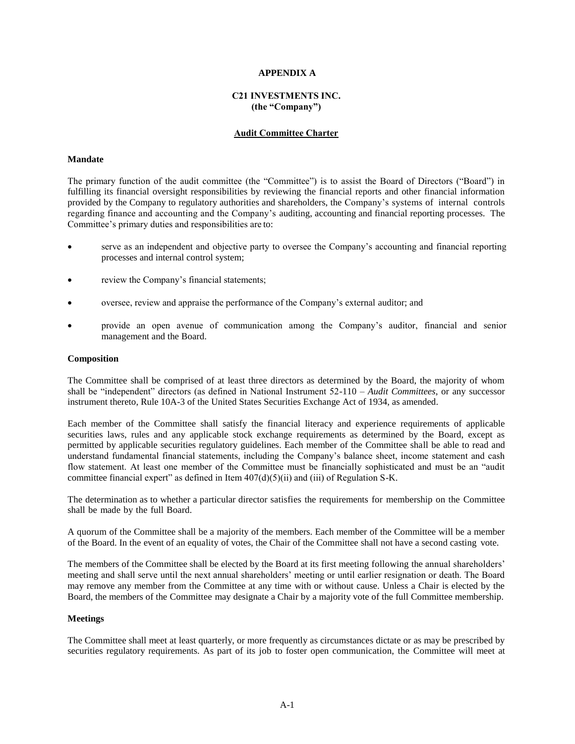**APPENDIX A**

**C21 INVESTMENTS INC.**
**(the "Company")**

**Audit Committee Charter**

**Mandate**

The primary function of the audit committee (the "Committee") is to assist the Board of Directors ("Board") in fulfilling its financial oversight responsibilities by reviewing the financial reports and other financial information provided by the Company to regulatory authorities and shareholders, the Company's systems of internal controls regarding finance and accounting and the Company's auditing, accounting and financial reporting processes. The Committee's primary duties and responsibilities are to:

- serve as an independent and objective party to oversee the Company's accounting and financial reporting processes and internal control system;
- review the Company's financial statements;
- oversee, review and appraise the performance of the Company's external auditor; and
- provide an open avenue of communication among the Company's auditor, financial and senior management and the Board.

**Composition**

The Committee shall be comprised of at least three directors as determined by the Board, the majority of whom shall be "independent" directors (as defined in National Instrument 52-110 – *Audit Committees*, or any successor instrument thereto, Rule 10A-3 of the United States Securities Exchange Act of 1934, as amended.

Each member of the Committee shall satisfy the financial literacy and experience requirements of applicable securities laws, rules and any applicable stock exchange requirements as determined by the Board, except as permitted by applicable securities regulatory guidelines. Each member of the Committee shall be able to read and understand fundamental financial statements, including the Company's balance sheet, income statement and cash flow statement. At least one member of the Committee must be financially sophisticated and must be an "audit committee financial expert" as defined in Item 407(d)(5)(ii) and (iii) of Regulation S-K.

The determination as to whether a particular director satisfies the requirements for membership on the Committee shall be made by the full Board.

A quorum of the Committee shall be a majority of the members. Each member of the Committee will be a member of the Board. In the event of an equality of votes, the Chair of the Committee shall not have a second casting vote.

The members of the Committee shall be elected by the Board at its first meeting following the annual shareholders' meeting and shall serve until the next annual shareholders' meeting or until earlier resignation or death. The Board may remove any member from the Committee at any time with or without cause. Unless a Chair is elected by the Board, the members of the Committee may designate a Chair by a majority vote of the full Committee membership.

**Meetings**

The Committee shall meet at least quarterly, or more frequently as circumstances dictate or as may be prescribed by securities regulatory requirements. As part of its job to foster open communication, the Committee will meet at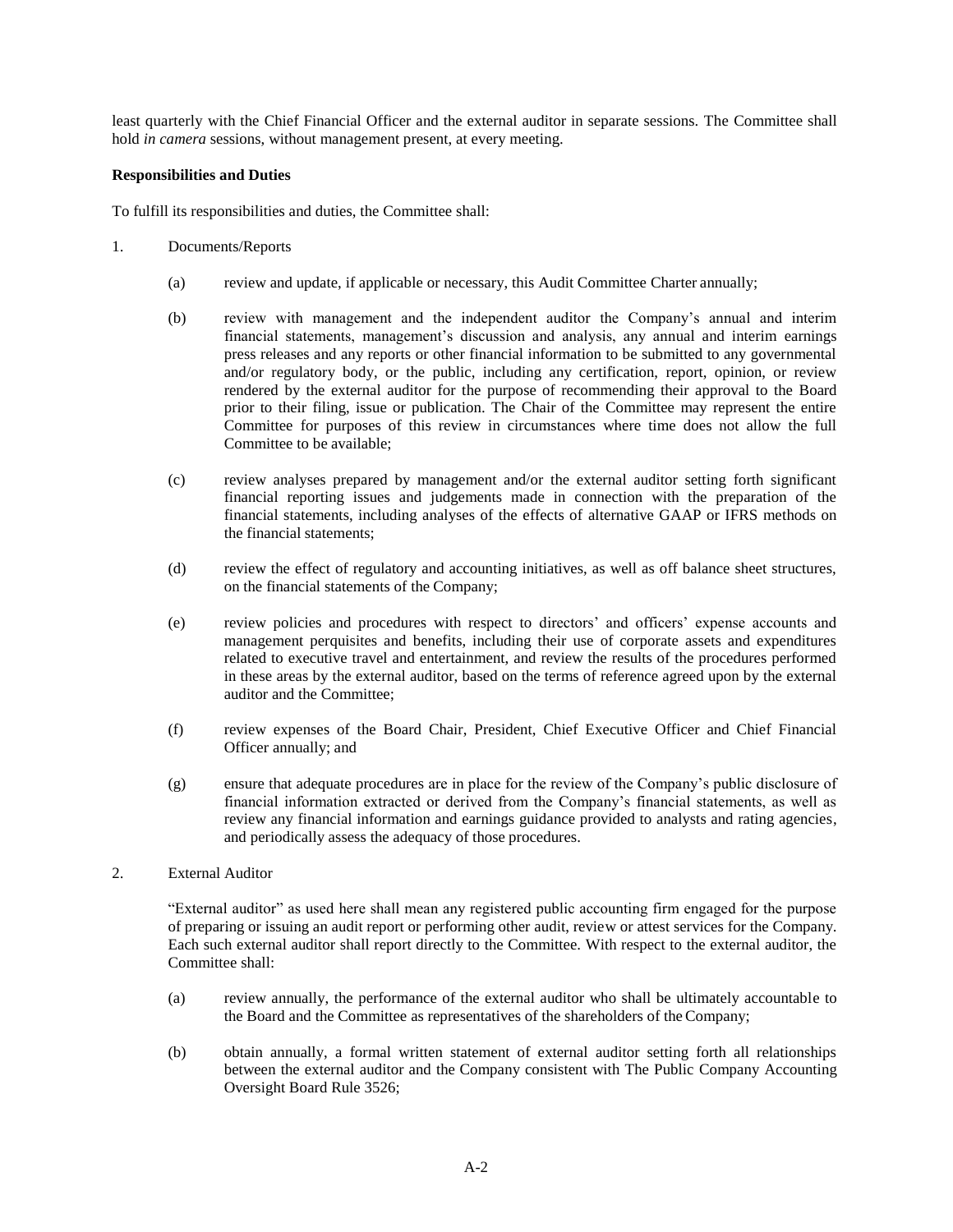least quarterly with the Chief Financial Officer and the external auditor in separate sessions. The Committee shall hold *in camera* sessions, without management present, at every meeting.

**Responsibilities and Duties**

To fulfill its responsibilities and duties, the Committee shall:

1. Documents/Reports

   (a) review and update, if applicable or necessary, this Audit Committee Charter annually;

   (b) review with management and the independent auditor the Company's annual and interim financial statements, management's discussion and analysis, any annual and interim earnings press releases and any reports or other financial information to be submitted to any governmental and/or regulatory body, or the public, including any certification, report, opinion, or review rendered by the external auditor for the purpose of recommending their approval to the Board prior to their filing, issue or publication. The Chair of the Committee may represent the entire Committee for purposes of this review in circumstances where time does not allow the full Committee to be available;

   (c) review analyses prepared by management and/or the external auditor setting forth significant financial reporting issues and judgements made in connection with the preparation of the financial statements, including analyses of the effects of alternative GAAP or IFRS methods on the financial statements;

   (d) review the effect of regulatory and accounting initiatives, as well as off balance sheet structures, on the financial statements of the Company;

   (e) review policies and procedures with respect to directors' and officers' expense accounts and management perquisites and benefits, including their use of corporate assets and expenditures related to executive travel and entertainment, and review the results of the procedures performed in these areas by the external auditor, based on the terms of reference agreed upon by the external auditor and the Committee;

   (f) review expenses of the Board Chair, President, Chief Executive Officer and Chief Financial Officer annually; and

   (g) ensure that adequate procedures are in place for the review of the Company's public disclosure of financial information extracted or derived from the Company's financial statements, as well as review any financial information and earnings guidance provided to analysts and rating agencies, and periodically assess the adequacy of those procedures.

2. External Auditor

   "External auditor" as used here shall mean any registered public accounting firm engaged for the purpose of preparing or issuing an audit report or performing other audit, review or attest services for the Company. Each such external auditor shall report directly to the Committee. With respect to the external auditor, the Committee shall:

   (a) review annually, the performance of the external auditor who shall be ultimately accountable to the Board and the Committee as representatives of the shareholders of the Company;

   (b) obtain annually, a formal written statement of external auditor setting forth all relationships between the external auditor and the Company consistent with The Public Company Accounting Oversight Board Rule 3526;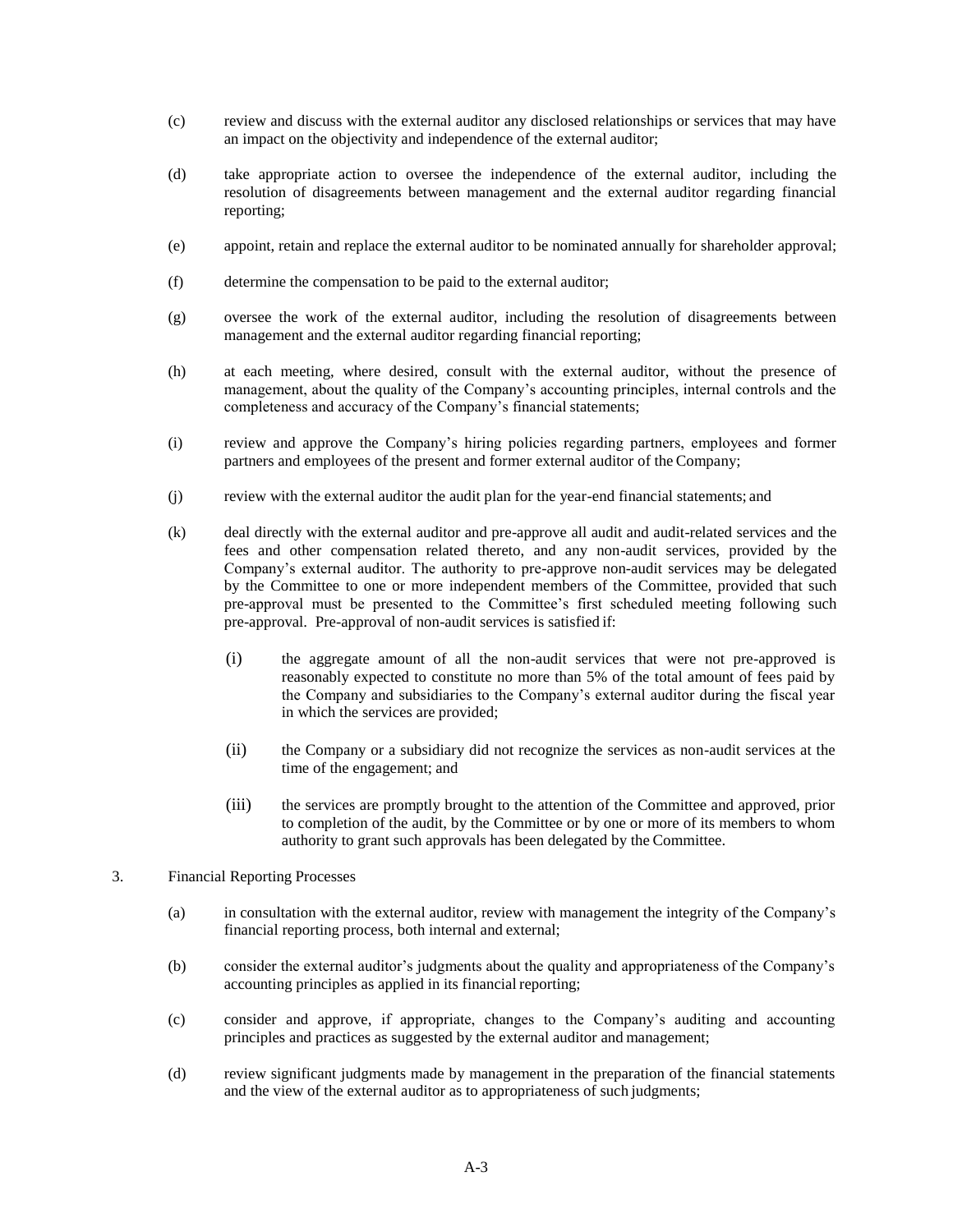(c) review and discuss with the external auditor any disclosed relationships or services that may have an impact on the objectivity and independence of the external auditor;

(d) take appropriate action to oversee the independence of the external auditor, including the resolution of disagreements between management and the external auditor regarding financial reporting;

(e) appoint, retain and replace the external auditor to be nominated annually for shareholder approval;

(f) determine the compensation to be paid to the external auditor;

(g) oversee the work of the external auditor, including the resolution of disagreements between management and the external auditor regarding financial reporting;

(h) at each meeting, where desired, consult with the external auditor, without the presence of management, about the quality of the Company's accounting principles, internal controls and the completeness and accuracy of the Company's financial statements;

(i) review and approve the Company's hiring policies regarding partners, employees and former partners and employees of the present and former external auditor of the Company;

(j) review with the external auditor the audit plan for the year-end financial statements; and

(k) deal directly with the external auditor and pre-approve all audit and audit-related services and the fees and other compensation related thereto, and any non-audit services, provided by the Company's external auditor. The authority to pre-approve non-audit services may be delegated by the Committee to one or more independent members of the Committee, provided that such pre-approval must be presented to the Committee's first scheduled meeting following such pre-approval. Pre-approval of non-audit services is satisfied if:

   (i) the aggregate amount of all the non-audit services that were not pre-approved is reasonably expected to constitute no more than 5% of the total amount of fees paid by the Company and subsidiaries to the Company's external auditor during the fiscal year in which the services are provided;

   (ii) the Company or a subsidiary did not recognize the services as non-audit services at the time of the engagement; and

   (iii) the services are promptly brought to the attention of the Committee and approved, prior to completion of the audit, by the Committee or by one or more of its members to whom authority to grant such approvals has been delegated by the Committee.

3. Financial Reporting Processes

(a) in consultation with the external auditor, review with management the integrity of the Company's financial reporting process, both internal and external;

(b) consider the external auditor's judgments about the quality and appropriateness of the Company's accounting principles as applied in its financial reporting;

(c) consider and approve, if appropriate, changes to the Company's auditing and accounting principles and practices as suggested by the external auditor and management;

(d) review significant judgments made by management in the preparation of the financial statements and the view of the external auditor as to appropriateness of such judgments;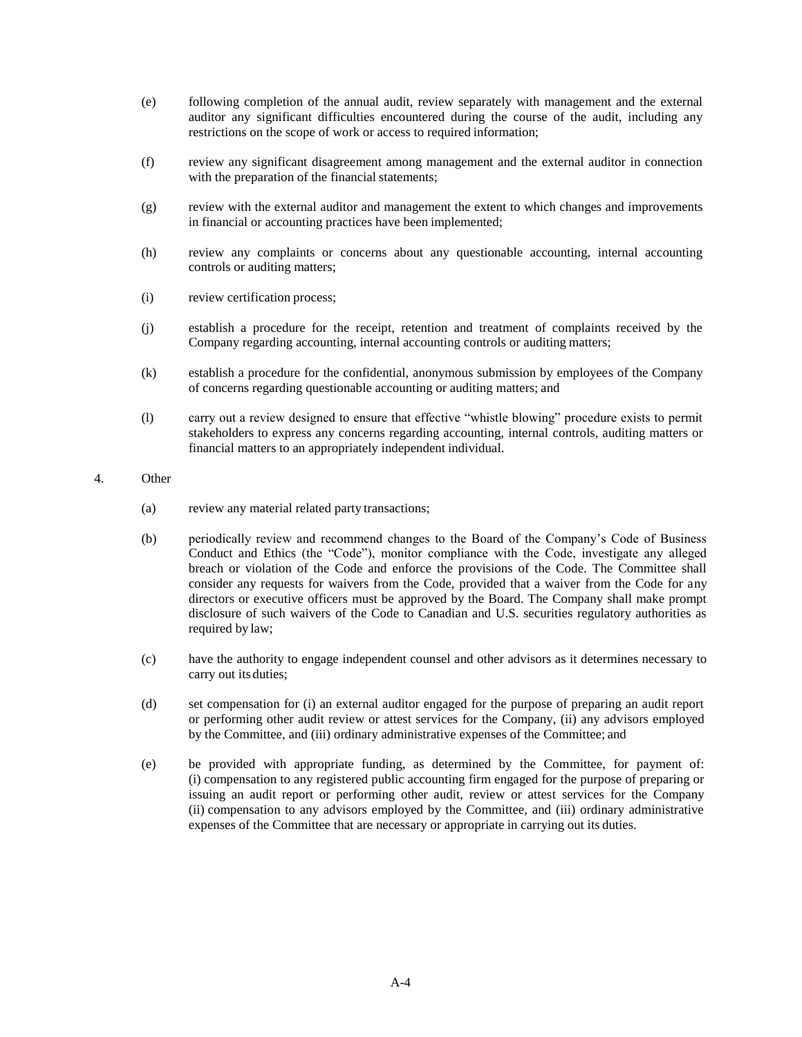(e) following completion of the annual audit, review separately with management and the external auditor any significant difficulties encountered during the course of the audit, including any restrictions on the scope of work or access to required information;

(f) review any significant disagreement among management and the external auditor in connection with the preparation of the financial statements;

(g) review with the external auditor and management the extent to which changes and improvements in financial or accounting practices have been implemented;

(h) review any complaints or concerns about any questionable accounting, internal accounting controls or auditing matters;

(i) review certification process;

(j) establish a procedure for the receipt, retention and treatment of complaints received by the Company regarding accounting, internal accounting controls or auditing matters;

(k) establish a procedure for the confidential, anonymous submission by employees of the Company of concerns regarding questionable accounting or auditing matters; and

(l) carry out a review designed to ensure that effective "whistle blowing" procedure exists to permit stakeholders to express any concerns regarding accounting, internal controls, auditing matters or financial matters to an appropriately independent individual.

4. Other

(a) review any material related party transactions;

(b) periodically review and recommend changes to the Board of the Company's Code of Business Conduct and Ethics (the "Code"), monitor compliance with the Code, investigate any alleged breach or violation of the Code and enforce the provisions of the Code. The Committee shall consider any requests for waivers from the Code, provided that a waiver from the Code for any directors or executive officers must be approved by the Board. The Company shall make prompt disclosure of such waivers of the Code to Canadian and U.S. securities regulatory authorities as required by law;

(c) have the authority to engage independent counsel and other advisors as it determines necessary to carry out its duties;

(d) set compensation for (i) an external auditor engaged for the purpose of preparing an audit report or performing other audit review or attest services for the Company, (ii) any advisors employed by the Committee, and (iii) ordinary administrative expenses of the Committee; and

(e) be provided with appropriate funding, as determined by the Committee, for payment of: (i) compensation to any registered public accounting firm engaged for the purpose of preparing or issuing an audit report or performing other audit, review or attest services for the Company (ii) compensation to any advisors employed by the Committee, and (iii) ordinary administrative expenses of the Committee that are necessary or appropriate in carrying out its duties.